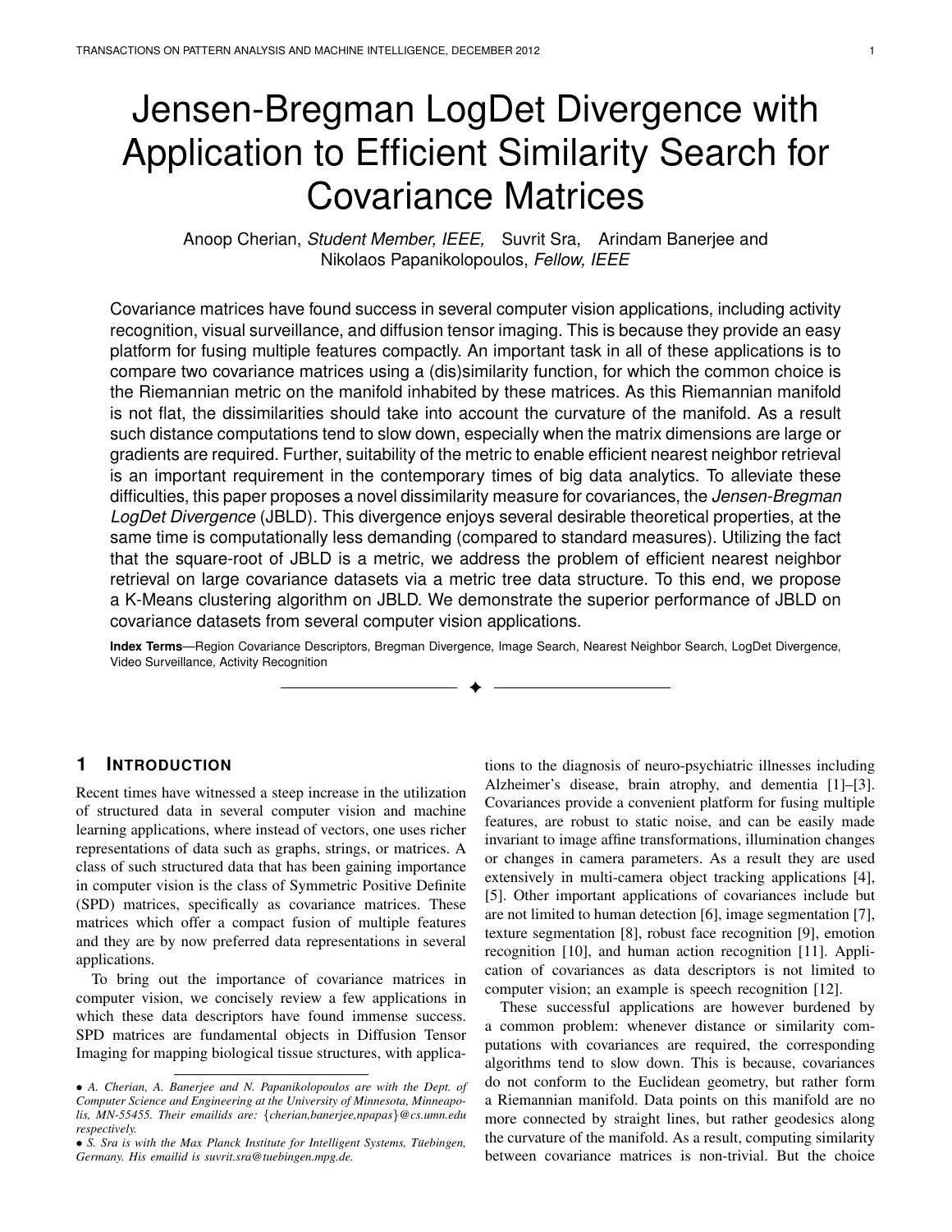# Jensen-Bregman LogDet Divergence with Application to Efficient Similarity Search for Covariance Matrices

Anoop Cherian, *Student Member, IEEE,* Suvrit Sra, Arindam Banerjee and Nikolaos Papanikolopoulos, *Fellow, IEEE*

Covariance matrices have found success in several computer vision applications, including activity recognition, visual surveillance, and diffusion tensor imaging. This is because they provide an easy platform for fusing multiple features compactly. An important task in all of these applications is to compare two covariance matrices using a (dis)similarity function, for which the common choice is the Riemannian metric on the manifold inhabited by these matrices. As this Riemannian manifold is not flat, the dissimilarities should take into account the curvature of the manifold. As a result such distance computations tend to slow down, especially when the matrix dimensions are large or gradients are required. Further, suitability of the metric to enable efficient nearest neighbor retrieval is an important requirement in the contemporary times of big data analytics. To alleviate these difficulties, this paper proposes a novel dissimilarity measure for covariances, the *Jensen-Bregman LogDet Divergence* (JBLD). This divergence enjoys several desirable theoretical properties, at the same time is computationally less demanding (compared to standard measures). Utilizing the fact that the square-root of JBLD is a metric, we address the problem of efficient nearest neighbor retrieval on large covariance datasets via a metric tree data structure. To this end, we propose a K-Means clustering algorithm on JBLD. We demonstrate the superior performance of JBLD on covariance datasets from several computer vision applications.

**Index Terms**—Region Covariance Descriptors, Bregman Divergence, Image Search, Nearest Neighbor Search, LogDet Divergence, Video Surveillance, Activity Recognition

## 1 Introduction

Recent times have witnessed a steep increase in the utilization of structured data in several computer vision and machine learning applications, where instead of vectors, one uses richer representations of data such as graphs, strings, or matrices. A class of such structured data that has been gaining importance in computer vision is the class of Symmetric Positive Definite (SPD) matrices, specifically as covariance matrices. These matrices which offer a compact fusion of multiple features and they are by now preferred data representations in several applications.

To bring out the importance of covariance matrices in computer vision, we concisely review a few applications in which these data descriptors have found immense success. SPD matrices are fundamental objects in Diffusion Tensor Imaging for mapping biological tissue structures, with applications to the diagnosis of neuro-psychiatric illnesses including Alzheimer's disease, brain atrophy, and dementia [1]–[3]. Covariances provide a convenient platform for fusing multiple features, are robust to static noise, and can be easily made invariant to image affine transformations, illumination changes or changes in camera parameters. As a result they are used extensively in multi-camera object tracking applications [4], [5]. Other important applications of covariances include but are not limited to human detection [6], image segmentation [7], texture segmentation [8], robust face recognition [9], emotion recognition [10], and human action recognition [11]. Application of covariances as data descriptors is not limited to computer vision; an example is speech recognition [12].

These successful applications are however burdened by a common problem: whenever distance or similarity computations with covariances are required, the corresponding algorithms tend to slow down. This is because, covariances do not conform to the Euclidean geometry, but rather form a Riemannian manifold. Data points on this manifold are no more connected by straight lines, but rather geodesics along the curvature of the manifold. As a result, computing similarity between covariance matrices is non-trivial. But the choice

---

- *A. Cherian, A. Banerjee and N. Papanikolopoulos are with the Dept. of Computer Science and Engineering at the University of Minnesota, Minneapolis, MN-55455. Their emailids are: {cherian,banerjee,npapas}@cs.umn.edu respectively.*
- *S. Sra is with the Max Planck Institute for Intelligent Systems, Tüebingen, Germany. His emailid is suvrit.sra@tuebingen.mpg.de.*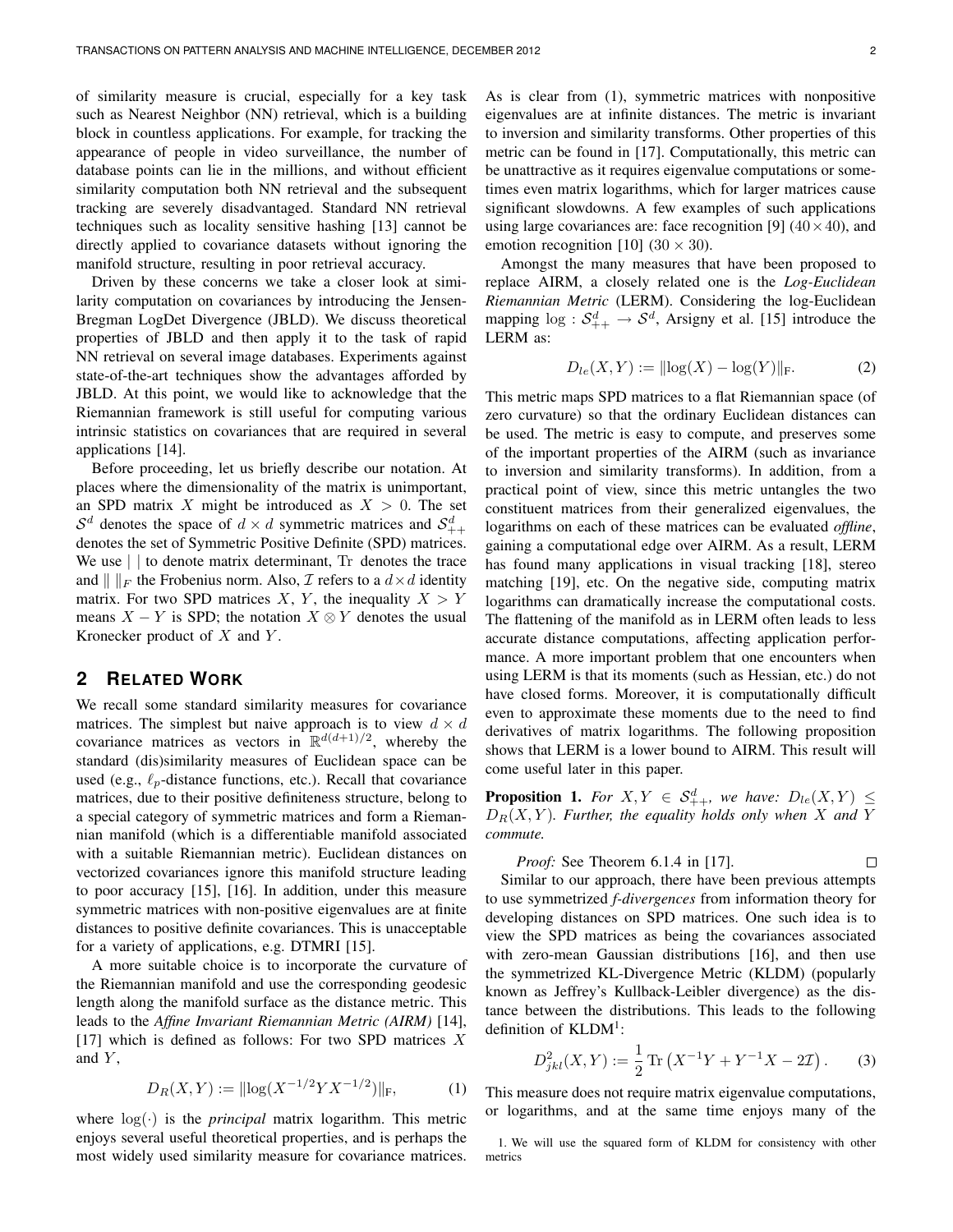of similarity measure is crucial, especially for a key task such as Nearest Neighbor (NN) retrieval, which is a building block in countless applications. For example, for tracking the appearance of people in video surveillance, the number of database points can lie in the millions, and without efficient similarity computation both NN retrieval and the subsequent tracking are severely disadvantaged. Standard NN retrieval techniques such as locality sensitive hashing [13] cannot be directly applied to covariance datasets without ignoring the manifold structure, resulting in poor retrieval accuracy.

Driven by these concerns we take a closer look at similarity computation on covariances by introducing the Jensen-Bregman LogDet Divergence (JBLD). We discuss theoretical properties of JBLD and then apply it to the task of rapid NN retrieval on several image databases. Experiments against state-of-the-art techniques show the advantages afforded by JBLD. At this point, we would like to acknowledge that the Riemannian framework is still useful for computing various intrinsic statistics on covariances that are required in several applications [14].

Before proceeding, let us briefly describe our notation. At places where the dimensionality of the matrix is unimportant, an SPD matrix $X$ might be introduced as $X > 0$. The set $\mathcal{S}^d$ denotes the space of $d \times d$ symmetric matrices and $\mathcal{S}^d_{++}$ denotes the set of Symmetric Positive Definite (SPD) matrices. We use $|\ |$ to denote matrix determinant, $\operatorname{Tr}$ denotes the trace and $\|\ \|_F$ the Frobenius norm. Also, $\mathcal{I}$ refers to a $d \times d$ identity matrix. For two SPD matrices $X$, $Y$, the inequality $X > Y$ means $X - Y$ is SPD; the notation $X \otimes Y$ denotes the usual Kronecker product of $X$ and $Y$.

## 2 Related Work

We recall some standard similarity measures for covariance matrices. The simplest but naive approach is to view $d \times d$ covariance matrices as vectors in $\mathbb{R}^{d(d+1)/2}$, whereby the standard (dis)similarity measures of Euclidean space can be used (e.g., $\ell_p$-distance functions, etc.). Recall that covariance matrices, due to their positive definiteness structure, belong to a special category of symmetric matrices and form a Riemannian manifold (which is a differentiable manifold associated with a suitable Riemannian metric). Euclidean distances on vectorized covariances ignore this manifold structure leading to poor accuracy [15], [16]. In addition, under this measure symmetric matrices with non-positive eigenvalues are at finite distances to positive definite covariances. This is unacceptable for a variety of applications, e.g. DTMRI [15].

A more suitable choice is to incorporate the curvature of the Riemannian manifold and use the corresponding geodesic length along the manifold surface as the distance metric. This leads to the *Affine Invariant Riemannian Metric (AIRM)* [14], [17] which is defined as follows: For two SPD matrices $X$ and $Y$,

$$D_R(X, Y) := \|\log(X^{-1/2} Y X^{-1/2})\|_{\mathrm{F}}, \tag{1}$$

where $\log(\cdot)$ is the *principal* matrix logarithm. This metric enjoys several useful theoretical properties, and is perhaps the most widely used similarity measure for covariance matrices. As is clear from (1), symmetric matrices with nonpositive eigenvalues are at infinite distances. The metric is invariant to inversion and similarity transforms. Other properties of this metric can be found in [17]. Computationally, this metric can be unattractive as it requires eigenvalue computations or sometimes even matrix logarithms, which for larger matrices cause significant slowdowns. A few examples of such applications using large covariances are: face recognition [9] ($40 \times 40$), and emotion recognition [10] ($30 \times 30$).

Amongst the many measures that have been proposed to replace AIRM, a closely related one is the *Log-Euclidean Riemannian Metric* (LERM). Considering the log-Euclidean mapping $\log : \mathcal{S}^d_{++} \to \mathcal{S}^d$, Arsigny et al. [15] introduce the LERM as:

$$D_{le}(X, Y) := \|\log(X) - \log(Y)\|_{\mathrm{F}}. \tag{2}$$

This metric maps SPD matrices to a flat Riemannian space (of zero curvature) so that the ordinary Euclidean distances can be used. The metric is easy to compute, and preserves some of the important properties of the AIRM (such as invariance to inversion and similarity transforms). In addition, from a practical point of view, since this metric untangles the two constituent matrices from their generalized eigenvalues, the logarithms on each of these matrices can be evaluated *offline*, gaining a computational edge over AIRM. As a result, LERM has found many applications in visual tracking [18], stereo matching [19], etc. On the negative side, computing matrix logarithms can dramatically increase the computational costs. The flattening of the manifold as in LERM often leads to less accurate distance computations, affecting application performance. A more important problem that one encounters when using LERM is that its moments (such as Hessian, etc.) do not have closed forms. Moreover, it is computationally difficult even to approximate these moments due to the need to find derivatives of matrix logarithms. The following proposition shows that LERM is a lower bound to AIRM. This result will come useful later in this paper.

**Proposition 1.** *For $X, Y \in \mathcal{S}^d_{++}$, we have: $D_{le}(X, Y) \leq D_R(X, Y)$. Further, the equality holds only when $X$ and $Y$ commute.*

*Proof:* See Theorem 6.1.4 in [17]. ∎

Similar to our approach, there have been previous attempts to use symmetrized *f-divergences* from information theory for developing distances on SPD matrices. One such idea is to view the SPD matrices as being the covariances associated with zero-mean Gaussian distributions [16], and then use the symmetrized KL-Divergence Metric (KLDM) (popularly known as Jeffrey's Kullback-Leibler divergence) as the distance between the distributions. This leads to the following definition of KLDM[1]:

$$D^2_{jkl}(X, Y) := \frac{1}{2} \operatorname{Tr}\left(X^{-1}Y + Y^{-1}X - 2\mathcal{I}\right). \tag{3}$$

This measure does not require matrix eigenvalue computations, or logarithms, and at the same time enjoys many of the

1. We will use the squared form of KLDM for consistency with other metrics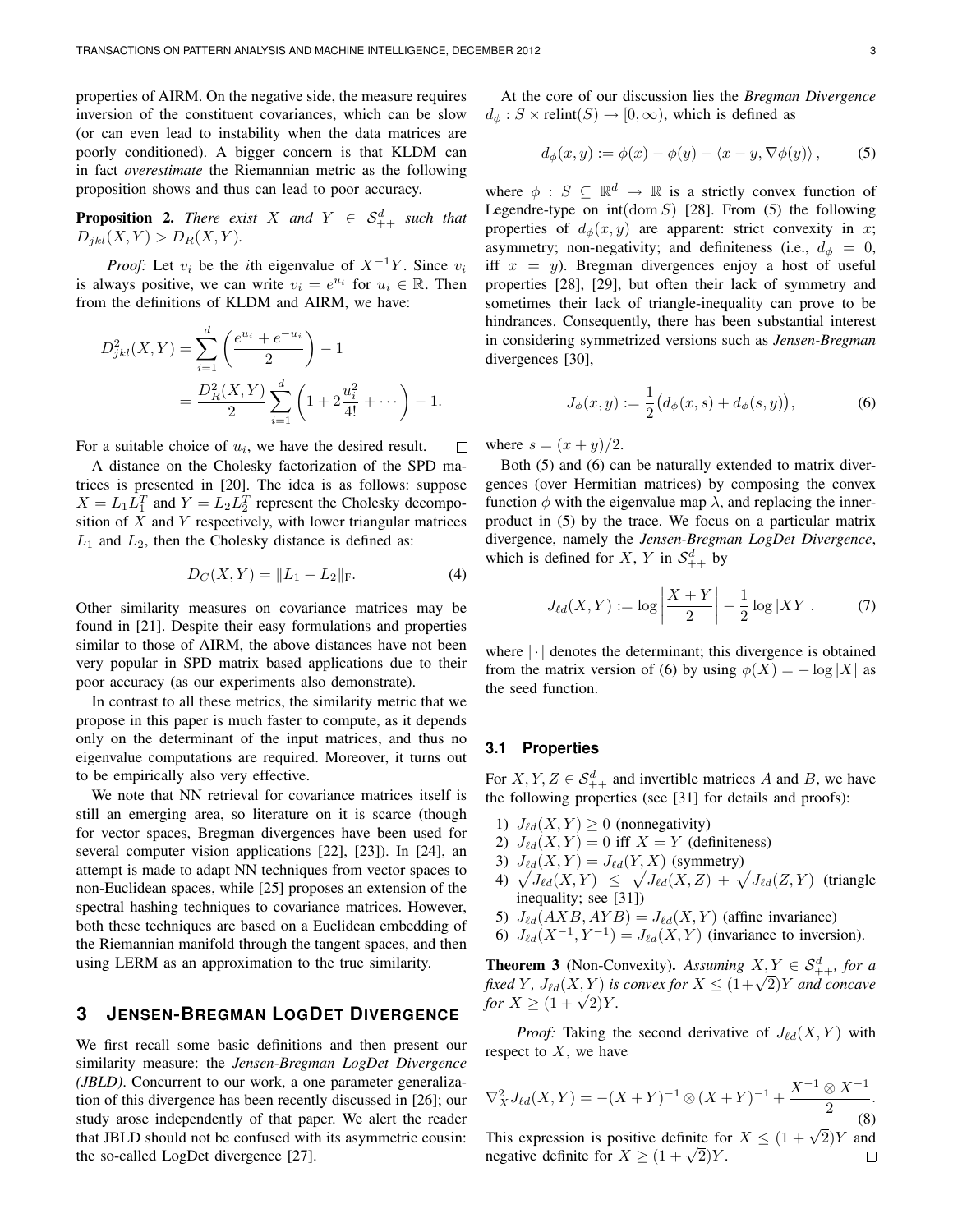properties of AIRM. On the negative side, the measure requires inversion of the constituent covariances, which can be slow (or can even lead to instability when the data matrices are poorly conditioned). A bigger concern is that KLDM can in fact *overestimate* the Riemannian metric as the following proposition shows and thus can lead to poor accuracy.

**Proposition 2.** *There exist $X$ and $Y \in \mathcal{S}^d_{++}$ such that $D_{jkl}(X,Y) > D_R(X,Y)$.*

*Proof:* Let $v_i$ be the $i$th eigenvalue of $X^{-1}Y$. Since $v_i$ is always positive, we can write $v_i = e^{u_i}$ for $u_i \in \mathbb{R}$. Then from the definitions of KLDM and AIRM, we have:

$$
\begin{aligned}
D^2_{jkl}(X,Y) &= \sum_{i=1}^{d}\left(\frac{e^{u_i}+e^{-u_i}}{2}\right) - 1 \\
&= \frac{D_R^2(X,Y)}{2}\sum_{i=1}^{d}\left(1 + 2\frac{u_i^2}{4!} + \cdots\right) - 1.
\end{aligned}
$$

For a suitable choice of $u_i$, we have the desired result. □

A distance on the Cholesky factorization of the SPD matrices is presented in [20]. The idea is as follows: suppose $X = L_1 L_1^T$ and $Y = L_2 L_2^T$ represent the Cholesky decomposition of $X$ and $Y$ respectively, with lower triangular matrices $L_1$ and $L_2$, then the Cholesky distance is defined as:

$$
D_C(X,Y) = \|L_1 - L_2\|_{\mathrm{F}}. \tag{4}
$$

Other similarity measures on covariance matrices may be found in [21]. Despite their easy formulations and properties similar to those of AIRM, the above distances have not been very popular in SPD matrix based applications due to their poor accuracy (as our experiments also demonstrate).

In contrast to all these metrics, the similarity metric that we propose in this paper is much faster to compute, as it depends only on the determinant of the input matrices, and thus no eigenvalue computations are required. Moreover, it turns out to be empirically also very effective.

We note that NN retrieval for covariance matrices itself is still an emerging area, so literature on it is scarce (though for vector spaces, Bregman divergences have been used for several computer vision applications [22], [23]). In [24], an attempt is made to adapt NN techniques from vector spaces to non-Euclidean spaces, while [25] proposes an extension of the spectral hashing techniques to covariance matrices. However, both these techniques are based on a Euclidean embedding of the Riemannian manifold through the tangent spaces, and then using LERM as an approximation to the true similarity.

## 3 Jensen-Bregman LogDet Divergence

We first recall some basic definitions and then present our similarity measure: the *Jensen-Bregman LogDet Divergence (JBLD)*. Concurrent to our work, a one parameter generalization of this divergence has been recently discussed in [26]; our study arose independently of that paper. We alert the reader that JBLD should not be confused with its asymmetric cousin: the so-called LogDet divergence [27].

At the core of our discussion lies the *Bregman Divergence* $d_\phi : S \times \mathrm{relint}(S) \to [0,\infty)$, which is defined as

$$
d_\phi(x,y) := \phi(x) - \phi(y) - \langle x - y, \nabla\phi(y)\rangle, \tag{5}
$$

where $\phi : S \subseteq \mathbb{R}^d \to \mathbb{R}$ is a strictly convex function of Legendre-type on $\mathrm{int}(\mathrm{dom}\, S)$ [28]. From (5) the following properties of $d_\phi(x,y)$ are apparent: strict convexity in $x$; asymmetry; non-negativity; and definiteness (i.e., $d_\phi = 0$, iff $x = y$). Bregman divergences enjoy a host of useful properties [28], [29], but often their lack of symmetry and sometimes their lack of triangle-inequality can prove to be hindrances. Consequently, there has been substantial interest in considering symmetrized versions such as *Jensen-Bregman* divergences [30],

$$
J_\phi(x,y) := \frac{1}{2}\big(d_\phi(x,s) + d_\phi(s,y)\big), \tag{6}
$$

where $s = (x+y)/2$.

Both (5) and (6) can be naturally extended to matrix divergences (over Hermitian matrices) by composing the convex function $\phi$ with the eigenvalue map $\lambda$, and replacing the inner-product in (5) by the trace. We focus on a particular matrix divergence, namely the *Jensen-Bregman LogDet Divergence*, which is defined for $X$, $Y$ in $\mathcal{S}^d_{++}$ by

$$
J_{\ell d}(X,Y) := \log\left|\frac{X+Y}{2}\right| - \frac{1}{2}\log|XY|. \tag{7}
$$

where $|\cdot|$ denotes the determinant; this divergence is obtained from the matrix version of (6) by using $\phi(X) = -\log|X|$ as the seed function.

### 3.1 Properties

For $X, Y, Z \in \mathcal{S}^d_{++}$ and invertible matrices $A$ and $B$, we have the following properties (see [31] for details and proofs):

1) $J_{\ell d}(X,Y) \geq 0$ (nonnegativity)
2) $J_{\ell d}(X,Y) = 0$ iff $X = Y$ (definiteness)
3) $J_{\ell d}(X,Y) = J_{\ell d}(Y,X)$ (symmetry)
4) $\sqrt{J_{\ell d}(X,Y)} \leq \sqrt{J_{\ell d}(X,Z)} + \sqrt{J_{\ell d}(Z,Y)}$ (triangle inequality; see [31])
5) $J_{\ell d}(AXB, AYB) = J_{\ell d}(X,Y)$ (affine invariance)
6) $J_{\ell d}(X^{-1}, Y^{-1}) = J_{\ell d}(X,Y)$ (invariance to inversion).

**Theorem 3** (Non-Convexity). *Assuming $X, Y \in \mathcal{S}^d_{++}$, for a fixed $Y$, $J_{\ell d}(X,Y)$ is convex for $X \leq (1+\sqrt{2})Y$ and concave for $X \geq (1+\sqrt{2})Y$.*

*Proof:* Taking the second derivative of $J_{\ell d}(X,Y)$ with respect to $X$, we have

$$
\nabla^2_X J_{\ell d}(X,Y) = -(X+Y)^{-1} \otimes (X+Y)^{-1} + \frac{X^{-1}\otimes X^{-1}}{2}. \tag{8}
$$

This expression is positive definite for $X \leq (1+\sqrt{2})Y$ and negative definite for $X \geq (1+\sqrt{2})Y$. □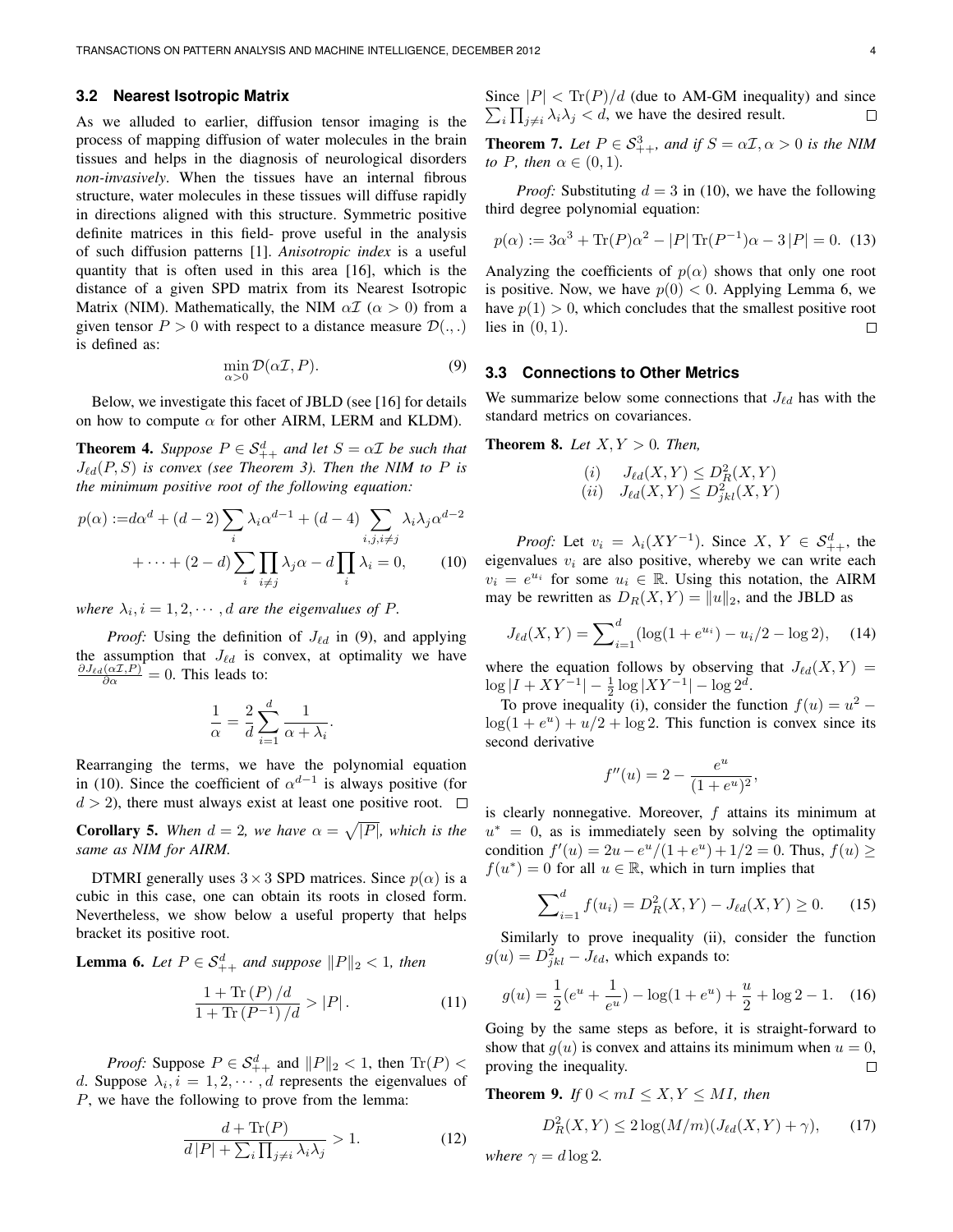### 3.2 Nearest Isotropic Matrix

As we alluded to earlier, diffusion tensor imaging is the process of mapping diffusion of water molecules in the brain tissues and helps in the diagnosis of neurological disorders *non-invasively*. When the tissues have an internal fibrous structure, water molecules in these tissues will diffuse rapidly in directions aligned with this structure. Symmetric positive definite matrices in this field- prove useful in the analysis of such diffusion patterns [1]. *Anisotropic index* is a useful quantity that is often used in this area [16], which is the distance of a given SPD matrix from its Nearest Isotropic Matrix (NIM). Mathematically, the NIM $\alpha\mathcal{I}$ ($\alpha > 0$) from a given tensor $P > 0$ with respect to a distance measure $\mathcal{D}(.,.)$ is defined as:

$$\min_{\alpha>0} \mathcal{D}(\alpha\mathcal{I}, P). \tag{9}$$

Below, we investigate this facet of JBLD (see [16] for details on how to compute $\alpha$ for other AIRM, LERM and KLDM).

**Theorem 4.** *Suppose $P \in \mathcal{S}^d_{++}$ and let $S = \alpha\mathcal{I}$ be such that $J_{\ell d}(P, S)$ is convex (see Theorem 3). Then the NIM to $P$ is the minimum positive root of the following equation:*

$$p(\alpha) := d\alpha^d + (d-2)\sum_i \lambda_i \alpha^{d-1} + (d-4)\sum_{i,j,i\neq j} \lambda_i\lambda_j \alpha^{d-2} + \cdots + (2-d)\sum_i \prod_{i\neq j} \lambda_j \alpha - d\prod_i \lambda_i = 0, \tag{10}$$

*where $\lambda_i, i = 1, 2, \cdots, d$ are the eigenvalues of $P$.*

*Proof:* Using the definition of $J_{\ell d}$ in (9), and applying the assumption that $J_{\ell d}$ is convex, at optimality we have $\frac{\partial J_{\ell d}(\alpha\mathcal{I}, P)}{\partial \alpha} = 0$. This leads to:

$$\frac{1}{\alpha} = \frac{2}{d}\sum_{i=1}^{d} \frac{1}{\alpha + \lambda_i}.$$

Rearranging the terms, we have the polynomial equation in (10). Since the coefficient of $\alpha^{d-1}$ is always positive (for $d > 2$), there must always exist at least one positive root. $\square$

**Corollary 5.** *When $d = 2$, we have $\alpha = \sqrt{|P|}$, which is the same as NIM for AIRM.*

DTMRI generally uses $3 \times 3$ SPD matrices. Since $p(\alpha)$ is a cubic in this case, one can obtain its roots in closed form. Nevertheless, we show below a useful property that helps bracket its positive root.

**Lemma 6.** *Let $P \in \mathcal{S}^d_{++}$ and suppose $\|P\|_2 < 1$, then*

$$\frac{1 + \mathrm{Tr}(P)/d}{1 + \mathrm{Tr}(P^{-1})/d} > |P|. \tag{11}$$

*Proof:* Suppose $P \in \mathcal{S}^d_{++}$ and $\|P\|_2 < 1$, then $\mathrm{Tr}(P) < d$. Suppose $\lambda_i, i = 1, 2, \cdots, d$ represents the eigenvalues of $P$, we have the following to prove from the lemma:

$$\frac{d + \mathrm{Tr}(P)}{d|P| + \sum_i \prod_{j\neq i} \lambda_i\lambda_j} > 1. \tag{12}$$

Since $|P| < \mathrm{Tr}(P)/d$ (due to AM-GM inequality) and since $\sum_i \prod_{j\neq i} \lambda_i\lambda_j < d$, we have the desired result. $\square$

**Theorem 7.** *Let $P \in \mathcal{S}^3_{++}$, and if $S = \alpha\mathcal{I}, \alpha > 0$ is the NIM to $P$, then $\alpha \in (0, 1)$.*

*Proof:* Substituting $d = 3$ in (10), we have the following third degree polynomial equation:

$$p(\alpha) := 3\alpha^3 + \mathrm{Tr}(P)\alpha^2 - |P|\,\mathrm{Tr}(P^{-1})\alpha - 3|P| = 0. \tag{13}$$

Analyzing the coefficients of $p(\alpha)$ shows that only one root is positive. Now, we have $p(0) < 0$. Applying Lemma 6, we have $p(1) > 0$, which concludes that the smallest positive root lies in $(0, 1)$. $\square$

### 3.3 Connections to Other Metrics

We summarize below some connections that $J_{\ell d}$ has with the standard metrics on covariances.

**Theorem 8.** *Let $X, Y > 0$. Then,*

$$\begin{aligned} (i) \quad & J_{\ell d}(X, Y) \leq D_R^2(X, Y) \\ (ii) \quad & J_{\ell d}(X, Y) \leq D_{jkl}^2(X, Y) \end{aligned}$$

*Proof:* Let $v_i = \lambda_i(XY^{-1})$. Since $X, Y \in \mathcal{S}^d_{++}$, the eigenvalues $v_i$ are also positive, whereby we can write each $v_i = e^{u_i}$ for some $u_i \in \mathbb{R}$. Using this notation, the AIRM may be rewritten as $D_R(X, Y) = \|u\|_2$, and the JBLD as

$$J_{\ell d}(X, Y) = \sum\nolimits_{i=1}^{d} (\log(1 + e^{u_i}) - u_i/2 - \log 2), \tag{14}$$

where the equation follows by observing that $J_{\ell d}(X, Y) = \log|I + XY^{-1}| - \frac{1}{2}\log|XY^{-1}| - \log 2^d$.

To prove inequality (i), consider the function $f(u) = u^2 - \log(1 + e^u) + u/2 + \log 2$. This function is convex since its second derivative

$$f''(u) = 2 - \frac{e^u}{(1 + e^u)^2},$$

is clearly nonnegative. Moreover, $f$ attains its minimum at $u^* = 0$, as is immediately seen by solving the optimality condition $f'(u) = 2u - e^u/(1 + e^u) + 1/2 = 0$. Thus, $f(u) \geq f(u^*) = 0$ for all $u \in \mathbb{R}$, which in turn implies that

$$\sum\nolimits_{i=1}^{d} f(u_i) = D_R^2(X, Y) - J_{\ell d}(X, Y) \geq 0. \tag{15}$$

Similarly to prove inequality (ii), consider the function $g(u) = D_{jkl}^2 - J_{\ell d}$, which expands to:

$$g(u) = \frac{1}{2}(e^u + \frac{1}{e^u}) - \log(1 + e^u) + \frac{u}{2} + \log 2 - 1. \tag{16}$$

Going by the same steps as before, it is straight-forward to show that $g(u)$ is convex and attains its minimum when $u = 0$, proving the inequality. $\square$

**Theorem 9.** *If $0 < mI \leq X, Y \leq MI$, then*

$$D_R^2(X, Y) \leq 2\log(M/m)(J_{\ell d}(X, Y) + \gamma), \tag{17}$$

*where $\gamma = d\log 2$.*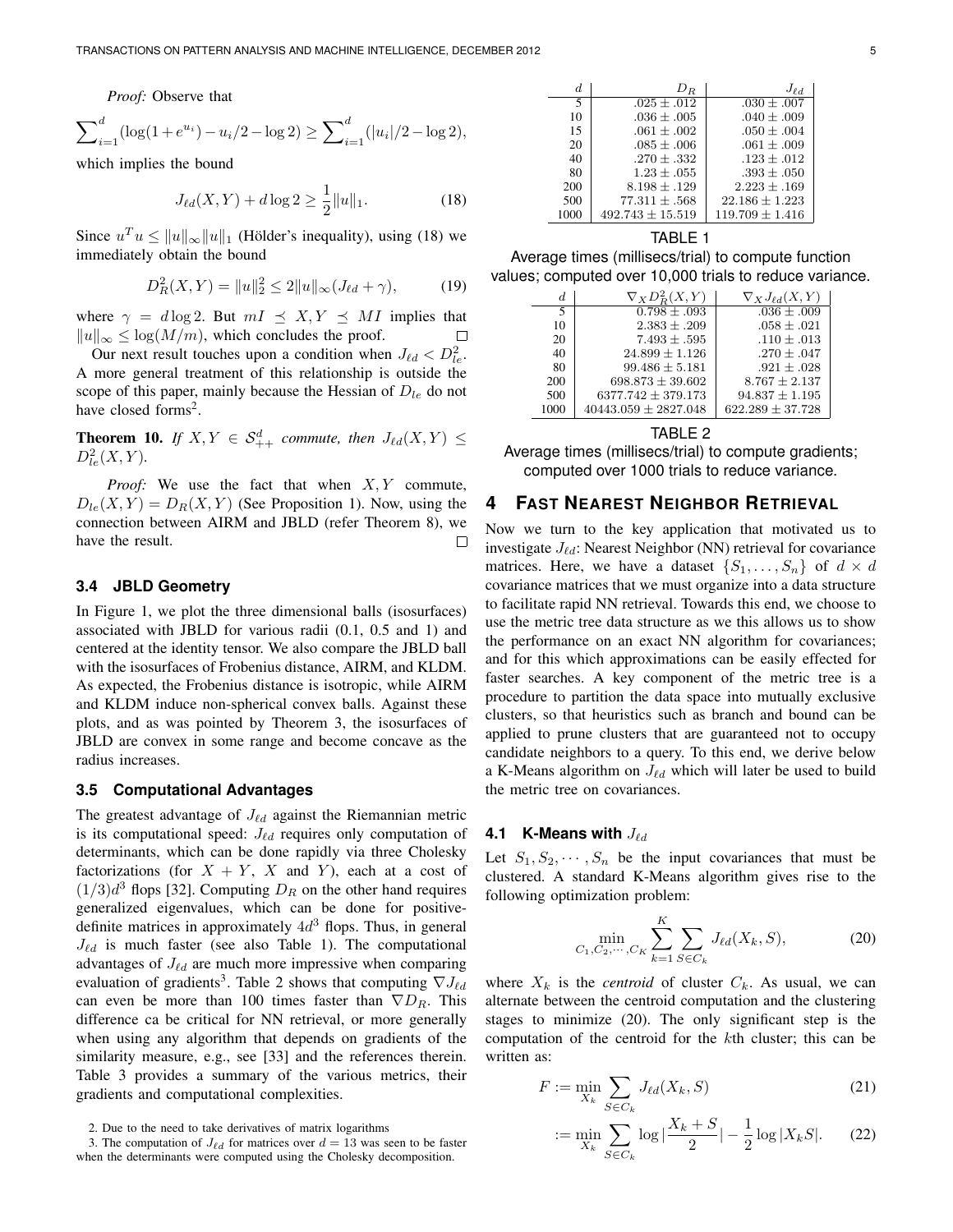*Proof:* Observe that

$$\sum_{i=1}^{d}(\log(1+e^{u_i}) - u_i/2 - \log 2) \geq \sum_{i=1}^{d}(|u_i|/2 - \log 2),$$

which implies the bound

$$J_{\ell d}(X,Y) + d\log 2 \geq \frac{1}{2}\|u\|_1. \tag{18}$$

Since $u^T u \leq \|u\|_\infty \|u\|_1$ (Hölder's inequality), using (18) we immediately obtain the bound

$$D_R^2(X,Y) = \|u\|_2^2 \leq 2\|u\|_\infty (J_{\ell d} + \gamma), \tag{19}$$

where $\gamma = d\log 2$. But $mI \preceq X, Y \preceq MI$ implies that $\|u\|_\infty \leq \log(M/m)$, which concludes the proof. $\square$

Our next result touches upon a condition when $J_{\ell d} < D_{le}^2$. A more general treatment of this relationship is outside the scope of this paper, mainly because the Hessian of $D_{le}$ do not have closed forms[2].

**Theorem 10.** *If $X, Y \in \mathcal{S}_{++}^d$ commute, then $J_{\ell d}(X,Y) \leq D_{le}^2(X,Y)$.*

*Proof:* We use the fact that when $X, Y$ commute, $D_{le}(X,Y) = D_R(X,Y)$ (See Proposition 1). Now, using the connection between AIRM and JBLD (refer Theorem 8), we have the result. $\square$

### 3.4 JBLD Geometry

In Figure 1, we plot the three dimensional balls (isosurfaces) associated with JBLD for various radii (0.1, 0.5 and 1) and centered at the identity tensor. We also compare the JBLD ball with the isosurfaces of Frobenius distance, AIRM, and KLDM. As expected, the Frobenius distance is isotropic, while AIRM and KLDM induce non-spherical convex balls. Against these plots, and as was pointed by Theorem 3, the isosurfaces of JBLD are convex in some range and become concave as the radius increases.

### 3.5 Computational Advantages

The greatest advantage of $J_{\ell d}$ against the Riemannian metric is its computational speed: $J_{\ell d}$ requires only computation of determinants, which can be done rapidly via three Cholesky factorizations (for $X+Y$, $X$ and $Y$), each at a cost of $(1/3)d^3$ flops [32]. Computing $D_R$ on the other hand requires generalized eigenvalues, which can be done for positive-definite matrices in approximately $4d^3$ flops. Thus, in general $J_{\ell d}$ is much faster (see also Table 1). The computational advantages of $J_{\ell d}$ are much more impressive when comparing evaluation of gradients[3]. Table 2 shows that computing $\nabla J_{\ell d}$ can even be more than 100 times faster than $\nabla D_R$. This difference ca be critical for NN retrieval, or more generally when using any algorithm that depends on gradients of the similarity measure, e.g., see [33] and the references therein. Table 3 provides a summary of the various metrics, their gradients and computational complexities.

2. Due to the need to take derivatives of matrix logarithms

3. The computation of $J_{\ell d}$ for matrices over $d = 13$ was seen to be faster when the determinants were computed using the Cholesky decomposition.

| $d$ | $D_R$ | $J_{\ell d}$ |
|---|---|---|
| 5 | $.025 \pm .012$ | $.030 \pm .007$ |
| 10 | $.036 \pm .005$ | $.040 \pm .009$ |
| 15 | $.061 \pm .002$ | $.050 \pm .004$ |
| 20 | $.085 \pm .006$ | $.061 \pm .009$ |
| 40 | $.270 \pm .332$ | $.123 \pm .012$ |
| 80 | $1.23 \pm .055$ | $.393 \pm .050$ |
| 200 | $8.198 \pm .129$ | $2.223 \pm .169$ |
| 500 | $77.311 \pm .568$ | $22.186 \pm 1.223$ |
| 1000 | $492.743 \pm 15.519$ | $119.709 \pm 1.416$ |

TABLE 1
Average times (millisecs/trial) to compute function values; computed over 10,000 trials to reduce variance.

| $d$ | $\nabla_X D_R^2(X,Y)$ | $\nabla_X J_{\ell d}(X,Y)$ |
|---|---|---|
| 5 | $0.798 \pm .093$ | $.036 \pm .009$ |
| 10 | $2.383 \pm .209$ | $.058 \pm .021$ |
| 20 | $7.493 \pm .595$ | $.110 \pm .013$ |
| 40 | $24.899 \pm 1.126$ | $.270 \pm .047$ |
| 80 | $99.486 \pm 5.181$ | $.921 \pm .028$ |
| 200 | $698.873 \pm 39.602$ | $8.767 \pm 2.137$ |
| 500 | $6377.742 \pm 379.173$ | $94.837 \pm 1.195$ |
| 1000 | $40443.059 \pm 2827.048$ | $622.289 \pm 37.728$ |

TABLE 2
Average times (millisecs/trial) to compute gradients; computed over 1000 trials to reduce variance.

## 4 Fast Nearest Neighbor Retrieval

Now we turn to the key application that motivated us to investigate $J_{\ell d}$: Nearest Neighbor (NN) retrieval for covariance matrices. Here, we have a dataset $\{S_1, \ldots, S_n\}$ of $d \times d$ covariance matrices that we must organize into a data structure to facilitate rapid NN retrieval. Towards this end, we choose to use the metric tree data structure as we this allows us to show the performance on an exact NN algorithm for covariances; and for this which approximations can be easily effected for faster searches. A key component of the metric tree is a procedure to partition the data space into mutually exclusive clusters, so that heuristics such as branch and bound can be applied to prune clusters that are guaranteed not to occupy candidate neighbors to a query. To this end, we derive below a K-Means algorithm on $J_{\ell d}$ which will later be used to build the metric tree on covariances.

### 4.1 K-Means with $J_{\ell d}$

Let $S_1, S_2, \cdots, S_n$ be the input covariances that must be clustered. A standard K-Means algorithm gives rise to the following optimization problem:

$$\min_{C_1, C_2, \cdots, C_K} \sum_{k=1}^{K} \sum_{S \in C_k} J_{\ell d}(X_k, S), \tag{20}$$

where $X_k$ is the *centroid* of cluster $C_k$. As usual, we can alternate between the centroid computation and the clustering stages to minimize (20). The only significant step is the computation of the centroid for the $k$th cluster; this can be written as:

$$F := \min_{X_k} \sum_{S \in C_k} J_{\ell d}(X_k, S) \tag{21}$$

$$:= \min_{X_k} \sum_{S \in C_k} \log\left|\frac{X_k + S}{2}\right| - \frac{1}{2}\log|X_k S|. \tag{22}$$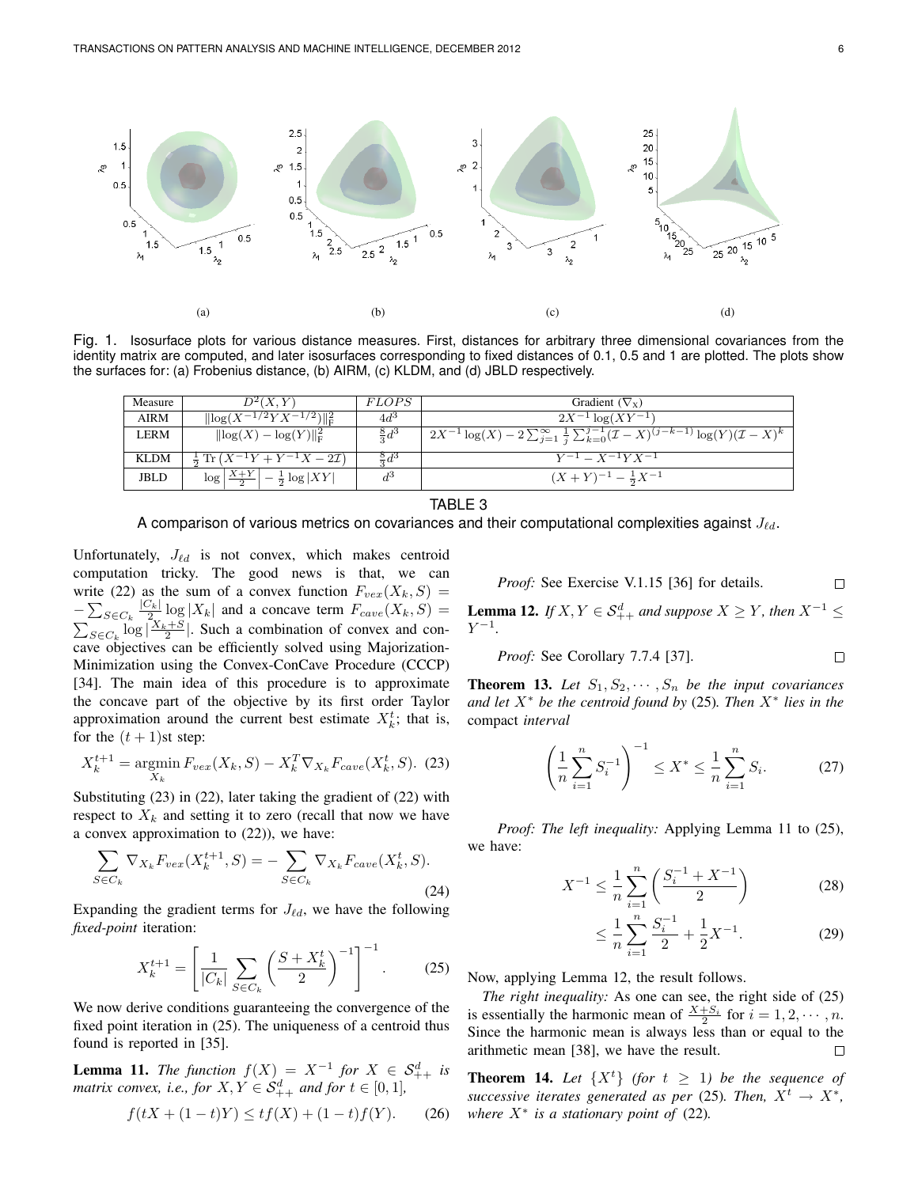(a) (b) (c) (d)

Fig. 1. Isosurface plots for various distance measures. First, distances for arbitrary three dimensional covariances from the identity matrix are computed, and later isosurfaces corresponding to fixed distances of 0.1, 0.5 and 1 are plotted. The plots show the surfaces for: (a) Frobenius distance, (b) AIRM, (c) KLDM, and (d) JBLD respectively.

| Measure | $D^2(X,Y)$ | $FLOPS$ | Gradient ($\nabla_X$) |
|---|---|---|---|
| AIRM | $\lVert \log(X^{-1/2}YX^{-1/2})\rVert_F^2$ | $4d^3$ | $2X^{-1}\log(XY^{-1})$ |
| LERM | $\lVert \log(X)-\log(Y)\rVert_F^2$ | $\frac{8}{3}d^3$ | $2X^{-1}\log(X) - 2\sum_{j=1}^{\infty}\frac{1}{j}\sum_{k=0}^{j-1}(\mathcal{I}-X)^{(j-k-1)}\log(Y)(\mathcal{I}-X)^k$ |
| KLDM | $\frac{1}{2}\operatorname{Tr}\left(X^{-1}Y+Y^{-1}X-2\mathcal{I}\right)$ | $\frac{8}{3}d^3$ | $Y^{-1}-X^{-1}YX^{-1}$ |
| JBLD | $\log\left\lvert\frac{X+Y}{2}\right\rvert - \frac{1}{2}\log\lvert XY\rvert$ | $d^3$ | $(X+Y)^{-1}-\frac{1}{2}X^{-1}$ |

TABLE 3
A comparison of various metrics on covariances and their computational complexities against $J_{\ell d}$.

Unfortunately, $J_{\ell d}$ is not convex, which makes centroid computation tricky. The good news is that, we can write (22) as the sum of a convex function $F_{vex}(X_k,S) = -\sum_{S\in C_k}\frac{|C_k|}{2}\log|X_k|$ and a concave term $F_{cave}(X_k,S) = \sum_{S\in C_k}\log|\frac{X_k+S}{2}|$. Such a combination of convex and concave objectives can be efficiently solved using Majorization-Minimization using the Convex-ConCave Procedure (CCCP) [34]. The main idea of this procedure is to approximate the concave part of the objective by its first order Taylor approximation around the current best estimate $X_k^t$; that is, for the $(t+1)$st step:

$$X_k^{t+1} = \operatorname*{argmin}_{X_k} F_{vex}(X_k,S) - X_k^T\nabla_{X_k}F_{cave}(X_k^t,S). \tag{23}$$

Substituting (23) in (22), later taking the gradient of (22) with respect to $X_k$ and setting it to zero (recall that now we have a convex approximation to (22)), we have:

$$\sum_{S\in C_k}\nabla_{X_k}F_{vex}(X_k^{t+1},S) = -\sum_{S\in C_k}\nabla_{X_k}F_{cave}(X_k^t,S). \tag{24}$$

Expanding the gradient terms for $J_{\ell d}$, we have the following *fixed-point* iteration:

$$X_k^{t+1} = \left[\frac{1}{|C_k|}\sum_{S\in C_k}\left(\frac{S+X_k^t}{2}\right)^{-1}\right]^{-1}. \tag{25}$$

We now derive conditions guaranteeing the convergence of the fixed point iteration in (25). The uniqueness of a centroid thus found is reported in [35].

**Lemma 11.** *The function $f(X) = X^{-1}$ for $X \in \mathcal{S}_{++}^d$ is matrix convex, i.e., for $X,Y \in \mathcal{S}_{++}^d$ and for $t\in[0,1]$,*

$$f(tX+(1-t)Y) \le tf(X)+(1-t)f(Y). \tag{26}$$

*Proof:* See Exercise V.1.15 [36] for details. ∎

**Lemma 12.** *If $X,Y\in\mathcal{S}_{++}^d$ and suppose $X \ge Y$, then $X^{-1}\le Y^{-1}$.*

*Proof:* See Corollary 7.7.4 [37]. ∎

**Theorem 13.** *Let $S_1,S_2,\cdots,S_n$ be the input covariances and let $X^*$ be the centroid found by (25). Then $X^*$ lies in the* compact *interval*

$$\left(\frac{1}{n}\sum_{i=1}^{n}S_i^{-1}\right)^{-1} \le X^* \le \frac{1}{n}\sum_{i=1}^{n}S_i. \tag{27}$$

*Proof: The left inequality:* Applying Lemma 11 to (25), we have:

$$X^{-1} \le \frac{1}{n}\sum_{i=1}^{n}\left(\frac{S_i^{-1}+X^{-1}}{2}\right) \tag{28}$$

$$\le \frac{1}{n}\sum_{i=1}^{n}\frac{S_i^{-1}}{2}+\frac{1}{2}X^{-1}. \tag{29}$$

Now, applying Lemma 12, the result follows.

*The right inequality:* As one can see, the right side of (25) is essentially the harmonic mean of $\frac{X+S_i}{2}$ for $i=1,2,\cdots,n$. Since the harmonic mean is always less than or equal to the arithmetic mean [38], we have the result. ∎

**Theorem 14.** *Let $\{X^t\}$ (for $t\ge 1$) be the sequence of successive iterates generated as per (25). Then, $X^t\to X^*$, where $X^*$ is a stationary point of (22).*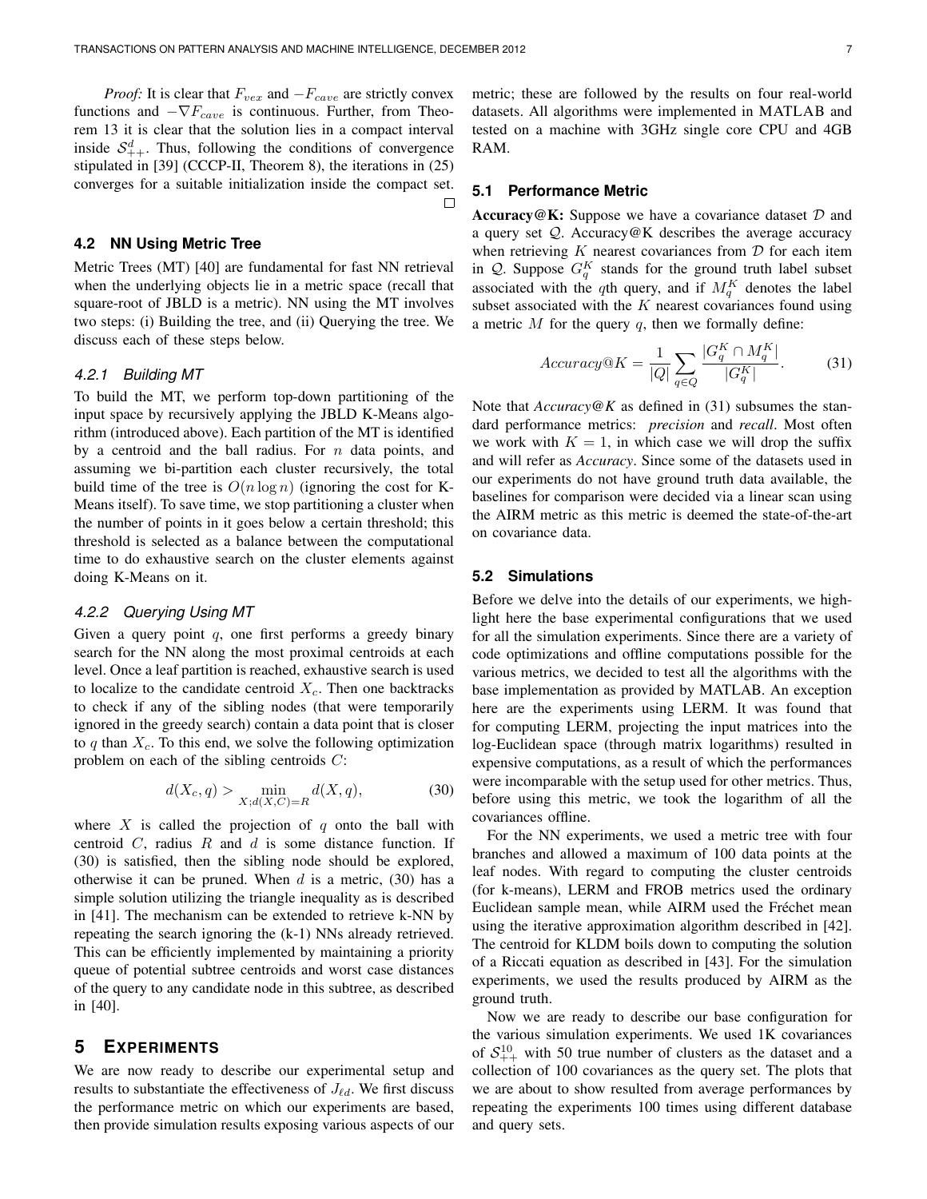*Proof:* It is clear that $F_{vex}$ and $-F_{cave}$ are strictly convex functions and $-\nabla F_{cave}$ is continuous. Further, from Theorem 13 it is clear that the solution lies in a compact interval inside $\mathcal{S}_{++}^d$. Thus, following the conditions of convergence stipulated in [39] (CCCP-II, Theorem 8), the iterations in (25) converges for a suitable initialization inside the compact set. □

### 4.2 NN Using Metric Tree

Metric Trees (MT) [40] are fundamental for fast NN retrieval when the underlying objects lie in a metric space (recall that square-root of JBLD is a metric). NN using the MT involves two steps: (i) Building the tree, and (ii) Querying the tree. We discuss each of these steps below.

#### 4.2.1 Building MT

To build the MT, we perform top-down partitioning of the input space by recursively applying the JBLD K-Means algorithm (introduced above). Each partition of the MT is identified by a centroid and the ball radius. For $n$ data points, and assuming we bi-partition each cluster recursively, the total build time of the tree is $O(n \log n)$ (ignoring the cost for K-Means itself). To save time, we stop partitioning a cluster when the number of points in it goes below a certain threshold; this threshold is selected as a balance between the computational time to do exhaustive search on the cluster elements against doing K-Means on it.

#### 4.2.2 Querying Using MT

Given a query point $q$, one first performs a greedy binary search for the NN along the most proximal centroids at each level. Once a leaf partition is reached, exhaustive search is used to localize to the candidate centroid $X_c$. Then one backtracks to check if any of the sibling nodes (that were temporarily ignored in the greedy search) contain a data point that is closer to $q$ than $X_c$. To this end, we solve the following optimization problem on each of the sibling centroids $C$:

$$d(X_c, q) > \min_{X; d(X,C)=R} d(X, q), \tag{30}$$

where $X$ is called the projection of $q$ onto the ball with centroid $C$, radius $R$ and $d$ is some distance function. If (30) is satisfied, then the sibling node should be explored, otherwise it can be pruned. When $d$ is a metric, (30) has a simple solution utilizing the triangle inequality as is described in [41]. The mechanism can be extended to retrieve k-NN by repeating the search ignoring the (k-1) NNs already retrieved. This can be efficiently implemented by maintaining a priority queue of potential subtree centroids and worst case distances of the query to any candidate node in this subtree, as described in [40].

## 5 Experiments

We are now ready to describe our experimental setup and results to substantiate the effectiveness of $J_{\ell d}$. We first discuss the performance metric on which our experiments are based, then provide simulation results exposing various aspects of our metric; these are followed by the results on four real-world datasets. All algorithms were implemented in MATLAB and tested on a machine with 3GHz single core CPU and 4GB RAM.

### 5.1 Performance Metric

**Accuracy@K:** Suppose we have a covariance dataset $\mathcal{D}$ and a query set $\mathcal{Q}$. Accuracy@K describes the average accuracy when retrieving $K$ nearest covariances from $\mathcal{D}$ for each item in $\mathcal{Q}$. Suppose $G_q^K$ stands for the ground truth label subset associated with the $q$th query, and if $M_q^K$ denotes the label subset associated with the $K$ nearest covariances found using a metric $M$ for the query $q$, then we formally define:

$$Accuracy@K = \frac{1}{|Q|} \sum_{q \in Q} \frac{|G_q^K \cap M_q^K|}{|G_q^K|}. \tag{31}$$

Note that *Accuracy@K* as defined in (31) subsumes the standard performance metrics: *precision* and *recall*. Most often we work with $K = 1$, in which case we will drop the suffix and will refer as *Accuracy*. Since some of the datasets used in our experiments do not have ground truth data available, the baselines for comparison were decided via a linear scan using the AIRM metric as this metric is deemed the state-of-the-art on covariance data.

### 5.2 Simulations

Before we delve into the details of our experiments, we highlight here the base experimental configurations that we used for all the simulation experiments. Since there are a variety of code optimizations and offline computations possible for the various metrics, we decided to test all the algorithms with the base implementation as provided by MATLAB. An exception here are the experiments using LERM. It was found that for computing LERM, projecting the input matrices into the log-Euclidean space (through matrix logarithms) resulted in expensive computations, as a result of which the performances were incomparable with the setup used for other metrics. Thus, before using this metric, we took the logarithm of all the covariances offline.

For the NN experiments, we used a metric tree with four branches and allowed a maximum of 100 data points at the leaf nodes. With regard to computing the cluster centroids (for k-means), LERM and FROB metrics used the ordinary Euclidean sample mean, while AIRM used the Fréchet mean using the iterative approximation algorithm described in [42]. The centroid for KLDM boils down to computing the solution of a Riccati equation as described in [43]. For the simulation experiments, we used the results produced by AIRM as the ground truth.

Now we are ready to describe our base configuration for the various simulation experiments. We used 1K covariances of $\mathcal{S}_{++}^{10}$ with 50 true number of clusters as the dataset and a collection of 100 covariances as the query set. The plots that we are about to show resulted from average performances by repeating the experiments 100 times using different database and query sets.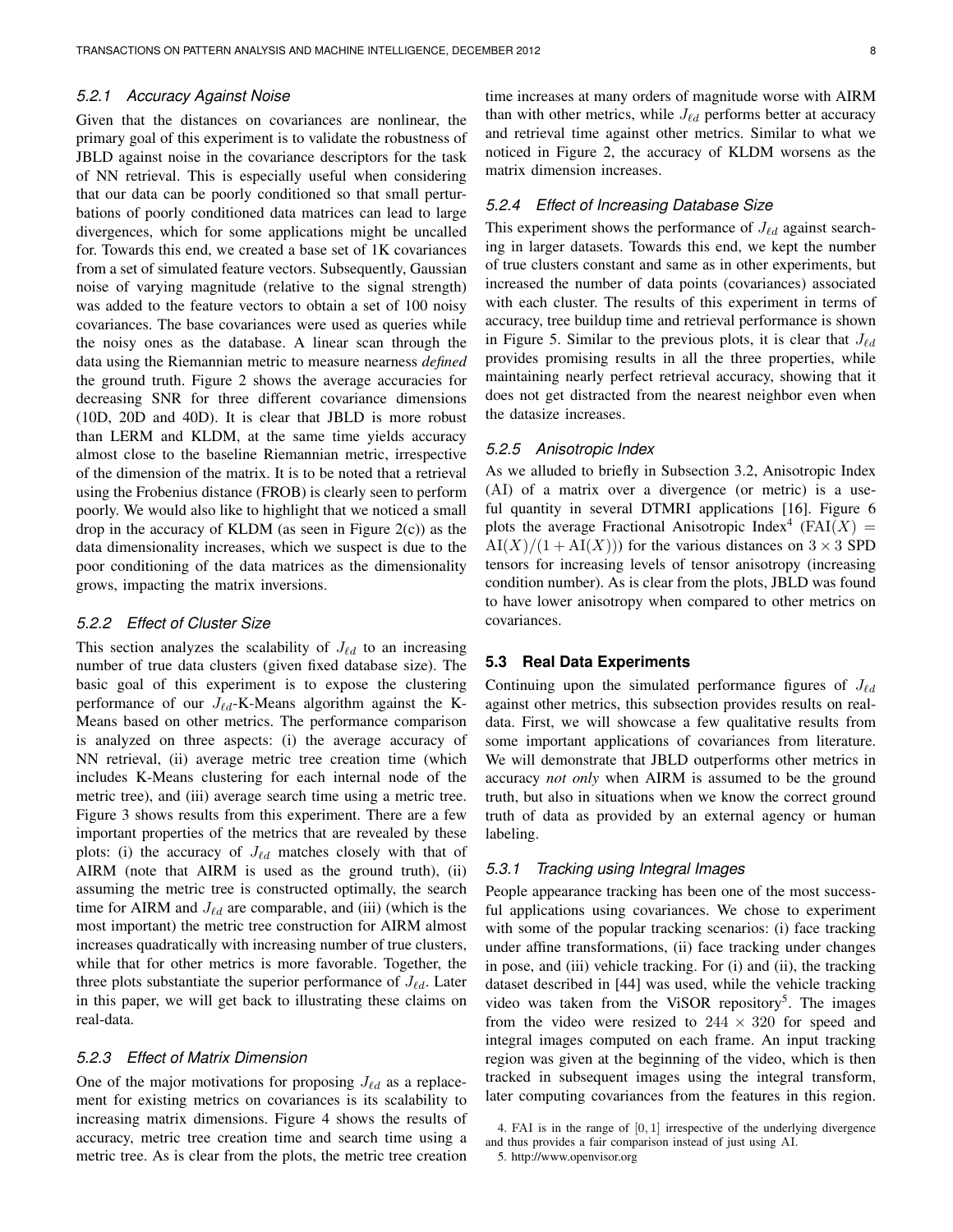#### 5.2.1 Accuracy Against Noise

Given that the distances on covariances are nonlinear, the primary goal of this experiment is to validate the robustness of JBLD against noise in the covariance descriptors for the task of NN retrieval. This is especially useful when considering that our data can be poorly conditioned so that small perturbations of poorly conditioned data matrices can lead to large divergences, which for some applications might be uncalled for. Towards this end, we created a base set of 1K covariances from a set of simulated feature vectors. Subsequently, Gaussian noise of varying magnitude (relative to the signal strength) was added to the feature vectors to obtain a set of 100 noisy covariances. The base covariances were used as queries while the noisy ones as the database. A linear scan through the data using the Riemannian metric to measure nearness *defined* the ground truth. Figure 2 shows the average accuracies for decreasing SNR for three different covariance dimensions (10D, 20D and 40D). It is clear that JBLD is more robust than LERM and KLDM, at the same time yields accuracy almost close to the baseline Riemannian metric, irrespective of the dimension of the matrix. It is to be noted that a retrieval using the Frobenius distance (FROB) is clearly seen to perform poorly. We would also like to highlight that we noticed a small drop in the accuracy of KLDM (as seen in Figure 2(c)) as the data dimensionality increases, which we suspect is due to the poor conditioning of the data matrices as the dimensionality grows, impacting the matrix inversions.

#### 5.2.2 Effect of Cluster Size

This section analyzes the scalability of $J_{\ell d}$ to an increasing number of true data clusters (given fixed database size). The basic goal of this experiment is to expose the clustering performance of our $J_{\ell d}$-K-Means algorithm against the K-Means based on other metrics. The performance comparison is analyzed on three aspects: (i) the average accuracy of NN retrieval, (ii) average metric tree creation time (which includes K-Means clustering for each internal node of the metric tree), and (iii) average search time using a metric tree. Figure 3 shows results from this experiment. There are a few important properties of the metrics that are revealed by these plots: (i) the accuracy of $J_{\ell d}$ matches closely with that of AIRM (note that AIRM is used as the ground truth), (ii) assuming the metric tree is constructed optimally, the search time for AIRM and $J_{\ell d}$ are comparable, and (iii) (which is the most important) the metric tree construction for AIRM almost increases quadratically with increasing number of true clusters, while that for other metrics is more favorable. Together, the three plots substantiate the superior performance of $J_{\ell d}$. Later in this paper, we will get back to illustrating these claims on real-data.

#### 5.2.3 Effect of Matrix Dimension

One of the major motivations for proposing $J_{\ell d}$ as a replacement for existing metrics on covariances is its scalability to increasing matrix dimensions. Figure 4 shows the results of accuracy, metric tree creation time and search time using a metric tree. As is clear from the plots, the metric tree creation time increases at many orders of magnitude worse with AIRM than with other metrics, while $J_{\ell d}$ performs better at accuracy and retrieval time against other metrics. Similar to what we noticed in Figure 2, the accuracy of KLDM worsens as the matrix dimension increases.

#### 5.2.4 Effect of Increasing Database Size

This experiment shows the performance of $J_{\ell d}$ against searching in larger datasets. Towards this end, we kept the number of true clusters constant and same as in other experiments, but increased the number of data points (covariances) associated with each cluster. The results of this experiment in terms of accuracy, tree buildup time and retrieval performance is shown in Figure 5. Similar to the previous plots, it is clear that $J_{\ell d}$ provides promising results in all the three properties, while maintaining nearly perfect retrieval accuracy, showing that it does not get distracted from the nearest neighbor even when the datasize increases.

#### 5.2.5 Anisotropic Index

As we alluded to briefly in Subsection 3.2, Anisotropic Index (AI) of a matrix over a divergence (or metric) is a useful quantity in several DTMRI applications [16]. Figure 6 plots the average Fractional Anisotropic Index[4] ($\mathrm{FAI}(X) = \mathrm{AI}(X)/(1+\mathrm{AI}(X))$) for the various distances on $3 \times 3$ SPD tensors for increasing levels of tensor anisotropy (increasing condition number). As is clear from the plots, JBLD was found to have lower anisotropy when compared to other metrics on covariances.

### 5.3 Real Data Experiments

Continuing upon the simulated performance figures of $J_{\ell d}$ against other metrics, this subsection provides results on real-data. First, we will showcase a few qualitative results from some important applications of covariances from literature. We will demonstrate that JBLD outperforms other metrics in accuracy *not only* when AIRM is assumed to be the ground truth, but also in situations when we know the correct ground truth of data as provided by an external agency or human labeling.

#### 5.3.1 Tracking using Integral Images

People appearance tracking has been one of the most successful applications using covariances. We chose to experiment with some of the popular tracking scenarios: (i) face tracking under affine transformations, (ii) face tracking under changes in pose, and (iii) vehicle tracking. For (i) and (ii), the tracking dataset described in [44] was used, while the vehicle tracking video was taken from the ViSOR repository[5]. The images from the video were resized to $244 \times 320$ for speed and integral images computed on each frame. An input tracking region was given at the beginning of the video, which is then tracked in subsequent images using the integral transform, later computing covariances from the features in this region.

4. FAI is in the range of $[0, 1]$ irrespective of the underlying divergence and thus provides a fair comparison instead of just using AI.

5. http://www.openvisor.org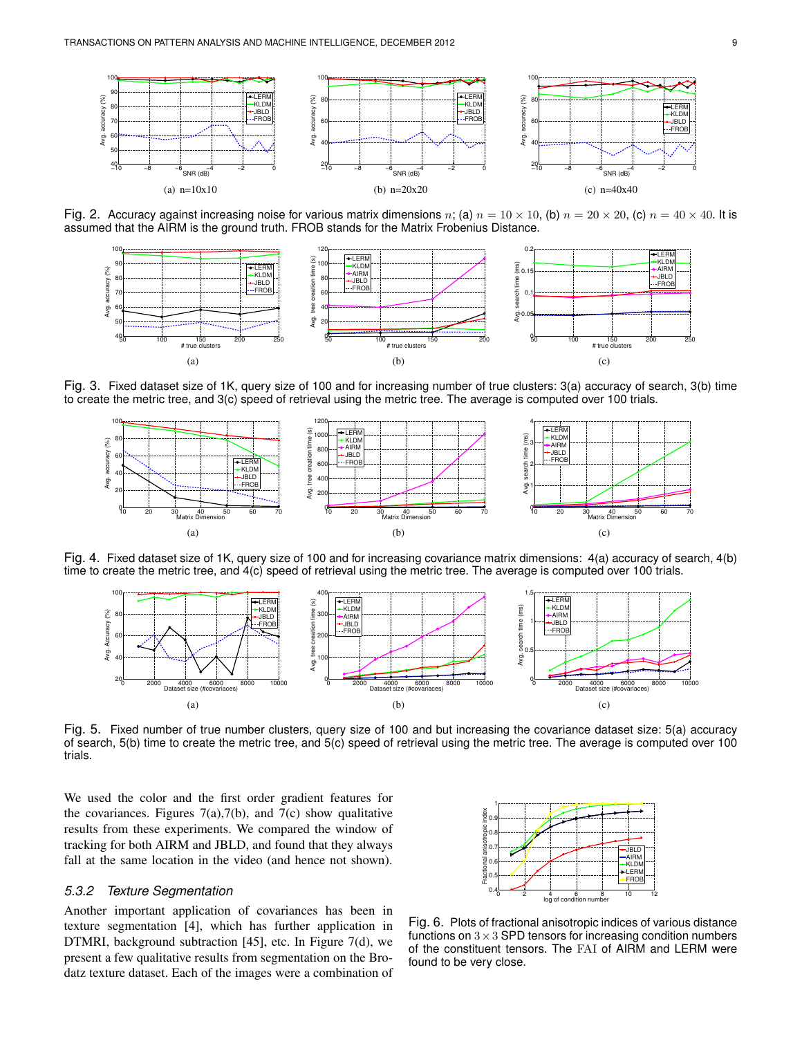(a) n=10x10

(b) n=20x20

(c) n=40x40

Fig. 2. Accuracy against increasing noise for various matrix dimensions $n$; (a) $n = 10 \times 10$, (b) $n = 20 \times 20$, (c) $n = 40 \times 40$. It is assumed that the AIRM is the ground truth. FROB stands for the Matrix Frobenius Distance.

(a)

(b)

(c)

Fig. 3. Fixed dataset size of 1K, query size of 100 and for increasing number of true clusters: 3(a) accuracy of search, 3(b) time to create the metric tree, and 3(c) speed of retrieval using the metric tree. The average is computed over 100 trials.

(a)

(b)

(c)

Fig. 4. Fixed dataset size of 1K, query size of 100 and for increasing covariance matrix dimensions: 4(a) accuracy of search, 4(b) time to create the metric tree, and 4(c) speed of retrieval using the metric tree. The average is computed over 100 trials.

(a)

(b)

(c)

Fig. 5. Fixed number of true number clusters, query size of 100 and but increasing the covariance dataset size: 5(a) accuracy of search, 5(b) time to create the metric tree, and 5(c) speed of retrieval using the metric tree. The average is computed over 100 trials.

We used the color and the first order gradient features for the covariances. Figures 7(a),7(b), and 7(c) show qualitative results from these experiments. We compared the window of tracking for both AIRM and JBLD, and found that they always fall at the same location in the video (and hence not shown).

### 5.3.2 Texture Segmentation

Another important application of covariances has been in texture segmentation [4], which has further application in DTMRI, background subtraction [45], etc. In Figure 7(d), we present a few qualitative results from segmentation on the Brodatz texture dataset. Each of the images were a combination of

Fig. 6. Plots of fractional anisotropic indices of various distance functions on $3 \times 3$ SPD tensors for increasing condition numbers of the constituent tensors. The $\mathrm{FAI}$ of AIRM and LERM were found to be very close.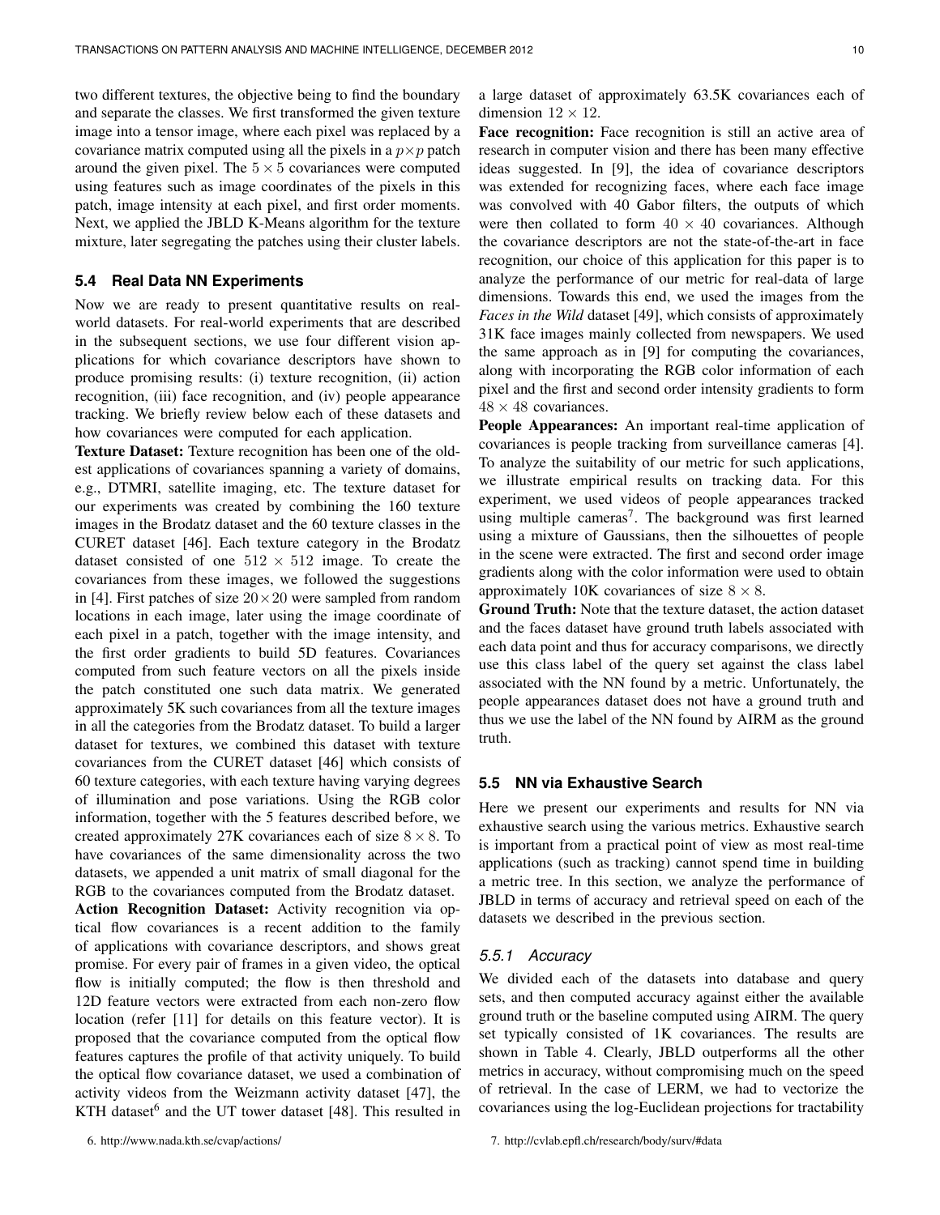two different textures, the objective being to find the boundary and separate the classes. We first transformed the given texture image into a tensor image, where each pixel was replaced by a covariance matrix computed using all the pixels in a $p \times p$ patch around the given pixel. The $5 \times 5$ covariances were computed using features such as image coordinates of the pixels in this patch, image intensity at each pixel, and first order moments. Next, we applied the JBLD K-Means algorithm for the texture mixture, later segregating the patches using their cluster labels.

### 5.4 Real Data NN Experiments

Now we are ready to present quantitative results on real-world datasets. For real-world experiments that are described in the subsequent sections, we use four different vision applications for which covariance descriptors have shown to produce promising results: (i) texture recognition, (ii) action recognition, (iii) face recognition, and (iv) people appearance tracking. We briefly review below each of these datasets and how covariances were computed for each application.

**Texture Dataset:** Texture recognition has been one of the oldest applications of covariances spanning a variety of domains, e.g., DTMRI, satellite imaging, etc. The texture dataset for our experiments was created by combining the 160 texture images in the Brodatz dataset and the 60 texture classes in the CURET dataset [46]. Each texture category in the Brodatz dataset consisted of one $512 \times 512$ image. To create the covariances from these images, we followed the suggestions in [4]. First patches of size $20 \times 20$ were sampled from random locations in each image, later using the image coordinate of each pixel in a patch, together with the image intensity, and the first order gradients to build 5D features. Covariances computed from such feature vectors on all the pixels inside the patch constituted one such data matrix. We generated approximately 5K such covariances from all the texture images in all the categories from the Brodatz dataset. To build a larger dataset for textures, we combined this dataset with texture covariances from the CURET dataset [46] which consists of 60 texture categories, with each texture having varying degrees of illumination and pose variations. Using the RGB color information, together with the 5 features described before, we created approximately 27K covariances each of size $8 \times 8$. To have covariances of the same dimensionality across the two datasets, we appended a unit matrix of small diagonal for the RGB to the covariances computed from the Brodatz dataset.

**Action Recognition Dataset:** Activity recognition via optical flow covariances is a recent addition to the family of applications with covariance descriptors, and shows great promise. For every pair of frames in a given video, the optical flow is initially computed; the flow is then threshold and 12D feature vectors were extracted from each non-zero flow location (refer [11] for details on this feature vector). It is proposed that the covariance computed from the optical flow features captures the profile of that activity uniquely. To build the optical flow covariance dataset, we used a combination of activity videos from the Weizmann activity dataset [47], the KTH dataset[6] and the UT tower dataset [48]. This resulted in a large dataset of approximately 63.5K covariances each of dimension $12 \times 12$.

**Face recognition:** Face recognition is still an active area of research in computer vision and there has been many effective ideas suggested. In [9], the idea of covariance descriptors was extended for recognizing faces, where each face image was convolved with 40 Gabor filters, the outputs of which were then collated to form $40 \times 40$ covariances. Although the covariance descriptors are not the state-of-the-art in face recognition, our choice of this application for this paper is to analyze the performance of our metric for real-data of large dimensions. Towards this end, we used the images from the *Faces in the Wild* dataset [49], which consists of approximately 31K face images mainly collected from newspapers. We used the same approach as in [9] for computing the covariances, along with incorporating the RGB color information of each pixel and the first and second order intensity gradients to form $48 \times 48$ covariances.

**People Appearances:** An important real-time application of covariances is people tracking from surveillance cameras [4]. To analyze the suitability of our metric for such applications, we illustrate empirical results on tracking data. For this experiment, we used videos of people appearances tracked using multiple cameras[7]. The background was first learned using a mixture of Gaussians, then the silhouettes of people in the scene were extracted. The first and second order image gradients along with the color information were used to obtain approximately 10K covariances of size $8 \times 8$.

**Ground Truth:** Note that the texture dataset, the action dataset and the faces dataset have ground truth labels associated with each data point and thus for accuracy comparisons, we directly use this class label of the query set against the class label associated with the NN found by a metric. Unfortunately, the people appearances dataset does not have a ground truth and thus we use the label of the NN found by AIRM as the ground truth.

### 5.5 NN via Exhaustive Search

Here we present our experiments and results for NN via exhaustive search using the various metrics. Exhaustive search is important from a practical point of view as most real-time applications (such as tracking) cannot spend time in building a metric tree. In this section, we analyze the performance of JBLD in terms of accuracy and retrieval speed on each of the datasets we described in the previous section.

#### 5.5.1 Accuracy

We divided each of the datasets into database and query sets, and then computed accuracy against either the available ground truth or the baseline computed using AIRM. The query set typically consisted of 1K covariances. The results are shown in Table 4. Clearly, JBLD outperforms all the other metrics in accuracy, without compromising much on the speed of retrieval. In the case of LERM, we had to vectorize the covariances using the log-Euclidean projections for tractability

6. http://www.nada.kth.se/cvap/actions/

7. http://cvlab.epfl.ch/research/body/surv/#data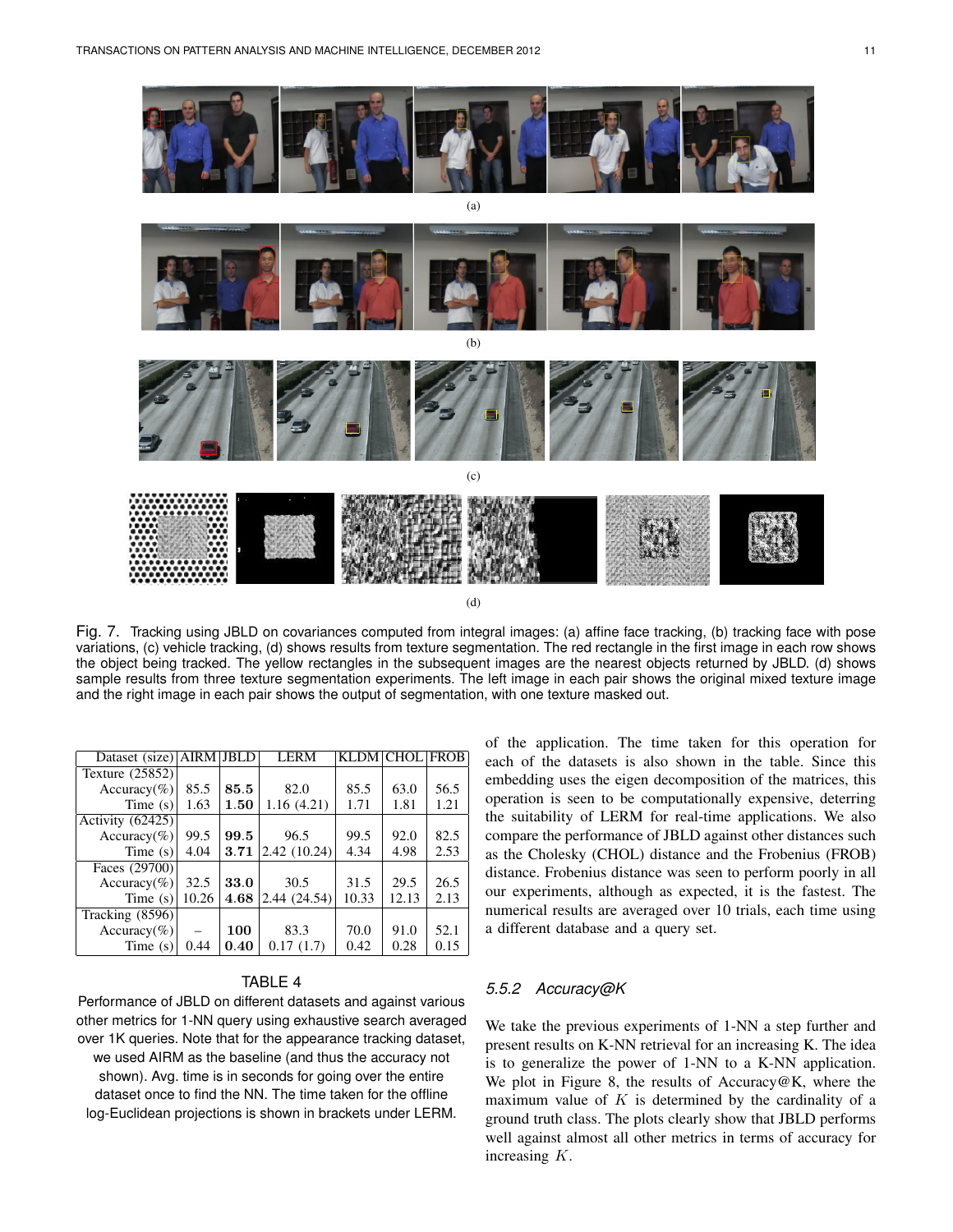(a)

(b)

(c)

(d)

Fig. 7. Tracking using JBLD on covariances computed from integral images: (a) affine face tracking, (b) tracking face with pose variations, (c) vehicle tracking, (d) shows results from texture segmentation. The red rectangle in the first image in each row shows the object being tracked. The yellow rectangles in the subsequent images are the nearest objects returned by JBLD. (d) shows sample results from three texture segmentation experiments. The left image in each pair shows the original mixed texture image and the right image in each pair shows the output of segmentation, with one texture masked out.

| Dataset (size) | AIRM | JBLD | LERM | KLDM | CHOL | FROB |
|---|---|---|---|---|---|---|
| Texture (25852) | | | | | | |
| Accuracy(%) | 85.5 | **85.5** | 82.0 | 85.5 | 63.0 | 56.5 |
| Time (s) | 1.63 | **1.50** | 1.16 (4.21) | 1.71 | 1.81 | 1.21 |
| Activity (62425) | | | | | | |
| Accuracy(%) | 99.5 | **99.5** | 96.5 | 99.5 | 92.0 | 82.5 |
| Time (s) | 4.04 | **3.71** | 2.42 (10.24) | 4.34 | 4.98 | 2.53 |
| Faces (29700) | | | | | | |
| Accuracy(%) | 32.5 | **33.0** | 30.5 | 31.5 | 29.5 | 26.5 |
| Time (s) | 10.26 | **4.68** | 2.44 (24.54) | 10.33 | 12.13 | 2.13 |
| Tracking (8596) | | | | | | |
| Accuracy(%) | – | **100** | 83.3 | 70.0 | 91.0 | 52.1 |
| Time (s) | 0.44 | **0.40** | 0.17 (1.7) | 0.42 | 0.28 | 0.15 |

TABLE 4

Performance of JBLD on different datasets and against various other metrics for 1-NN query using exhaustive search averaged over 1K queries. Note that for the appearance tracking dataset, we used AIRM as the baseline (and thus the accuracy not shown). Avg. time is in seconds for going over the entire dataset once to find the NN. The time taken for the offline log-Euclidean projections is shown in brackets under LERM.

of the application. The time taken for this operation for each of the datasets is also shown in the table. Since this embedding uses the eigen decomposition of the matrices, this operation is seen to be computationally expensive, deterring the suitability of LERM for real-time applications. We also compare the performance of JBLD against other distances such as the Cholesky (CHOL) distance and the Frobenius (FROB) distance. Frobenius distance was seen to perform poorly in all our experiments, although as expected, it is the fastest. The numerical results are averaged over 10 trials, each time using a different database and a query set.

#### 5.5.2 Accuracy@K

We take the previous experiments of 1-NN a step further and present results on K-NN retrieval for an increasing K. The idea is to generalize the power of 1-NN to a K-NN application. We plot in Figure 8, the results of Accuracy@K, where the maximum value of $K$ is determined by the cardinality of a ground truth class. The plots clearly show that JBLD performs well against almost all other metrics in terms of accuracy for increasing $K$.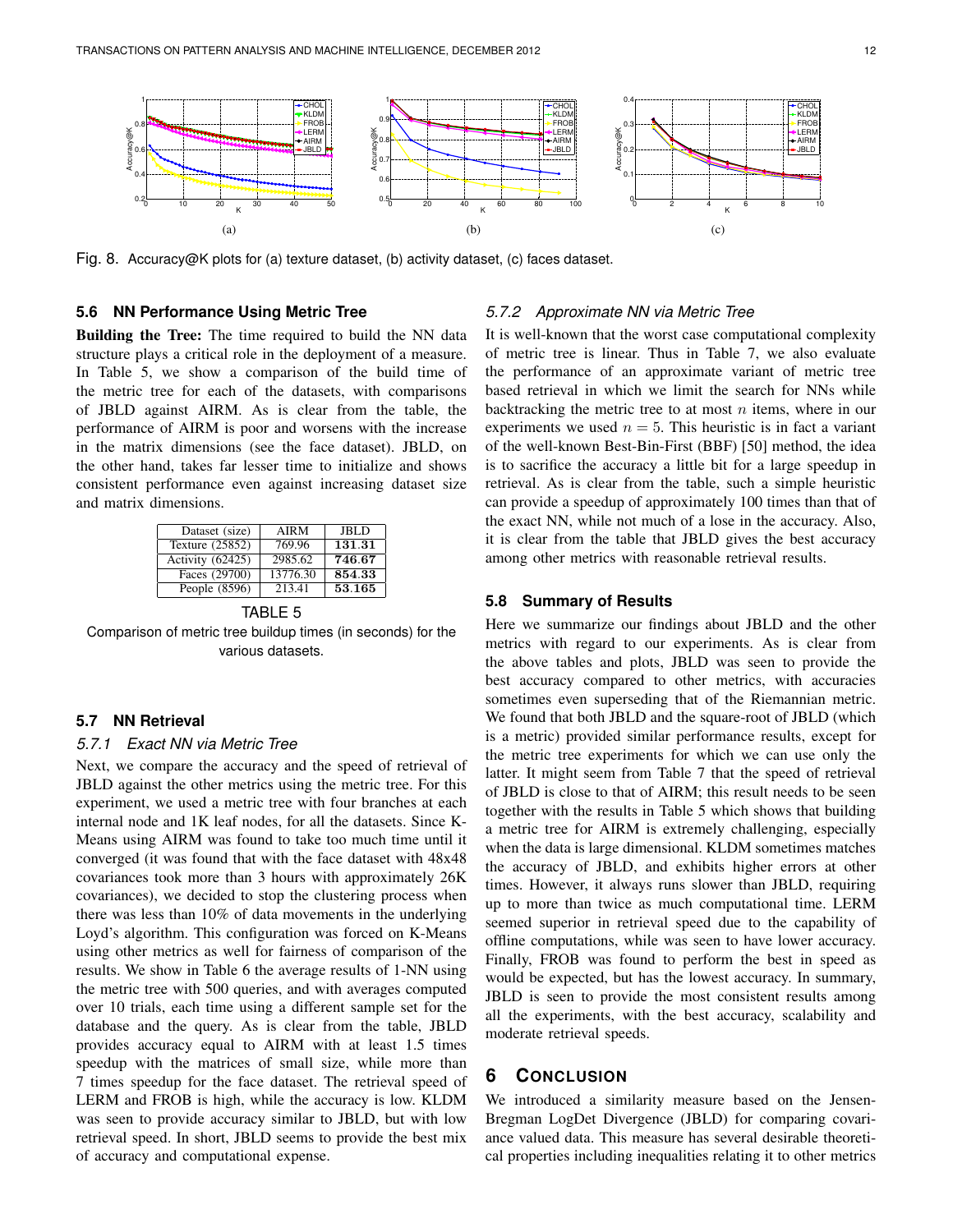Fig. 8. Accuracy@K plots for (a) texture dataset, (b) activity dataset, (c) faces dataset.

### 5.6 NN Performance Using Metric Tree

**Building the Tree:** The time required to build the NN data structure plays a critical role in the deployment of a measure. In Table 5, we show a comparison of the build time of the metric tree for each of the datasets, with comparisons of JBLD against AIRM. As is clear from the table, the performance of AIRM is poor and worsens with the increase in the matrix dimensions (see the face dataset). JBLD, on the other hand, takes far lesser time to initialize and shows consistent performance even against increasing dataset size and matrix dimensions.

| Dataset (size) | AIRM | JBLD |
|---|---|---|
| Texture (25852) | 769.96 | **131.31** |
| Activity (62425) | 2985.62 | **746.67** |
| Faces (29700) | 13776.30 | **854.33** |
| People (8596) | 213.41 | **53.165** |

TABLE 5
Comparison of metric tree buildup times (in seconds) for the various datasets.

### 5.7 NN Retrieval

#### 5.7.1 Exact NN via Metric Tree

Next, we compare the accuracy and the speed of retrieval of JBLD against the other metrics using the metric tree. For this experiment, we used a metric tree with four branches at each internal node and 1K leaf nodes, for all the datasets. Since K-Means using AIRM was found to take too much time until it converged (it was found that with the face dataset with 48x48 covariances took more than 3 hours with approximately 26K covariances), we decided to stop the clustering process when there was less than 10% of data movements in the underlying Loyd's algorithm. This configuration was forced on K-Means using other metrics as well for fairness of comparison of the results. We show in Table 6 the average results of 1-NN using the metric tree with 500 queries, and with averages computed over 10 trials, each time using a different sample set for the database and the query. As is clear from the table, JBLD provides accuracy equal to AIRM with at least 1.5 times speedup with the matrices of small size, while more than 7 times speedup for the face dataset. The retrieval speed of LERM and FROB is high, while the accuracy is low. KLDM was seen to provide accuracy similar to JBLD, but with low retrieval speed. In short, JBLD seems to provide the best mix of accuracy and computational expense.

#### 5.7.2 Approximate NN via Metric Tree

It is well-known that the worst case computational complexity of metric tree is linear. Thus in Table 7, we also evaluate the performance of an approximate variant of metric tree based retrieval in which we limit the search for NNs while backtracking the metric tree to at most $n$ items, where in our experiments we used $n = 5$. This heuristic is in fact a variant of the well-known Best-Bin-First (BBF) [50] method, the idea is to sacrifice the accuracy a little bit for a large speedup in retrieval. As is clear from the table, such a simple heuristic can provide a speedup of approximately 100 times than that of the exact NN, while not much of a lose in the accuracy. Also, it is clear from the table that JBLD gives the best accuracy among other metrics with reasonable retrieval results.

### 5.8 Summary of Results

Here we summarize our findings about JBLD and the other metrics with regard to our experiments. As is clear from the above tables and plots, JBLD was seen to provide the best accuracy compared to other metrics, with accuracies sometimes even superseding that of the Riemannian metric. We found that both JBLD and the square-root of JBLD (which is a metric) provided similar performance results, except for the metric tree experiments for which we can use only the latter. It might seem from Table 7 that the speed of retrieval of JBLD is close to that of AIRM; this result needs to be seen together with the results in Table 5 which shows that building a metric tree for AIRM is extremely challenging, especially when the data is large dimensional. KLDM sometimes matches the accuracy of JBLD, and exhibits higher errors at other times. However, it always runs slower than JBLD, requiring up to more than twice as much computational time. LERM seemed superior in retrieval speed due to the capability of offline computations, while was seen to have lower accuracy. Finally, FROB was found to perform the best in speed as would be expected, but has the lowest accuracy. In summary, JBLD is seen to provide the most consistent results among all the experiments, with the best accuracy, scalability and moderate retrieval speeds.

## 6 Conclusion

We introduced a similarity measure based on the Jensen-Bregman LogDet Divergence (JBLD) for comparing covariance valued data. This measure has several desirable theoretical properties including inequalities relating it to other metrics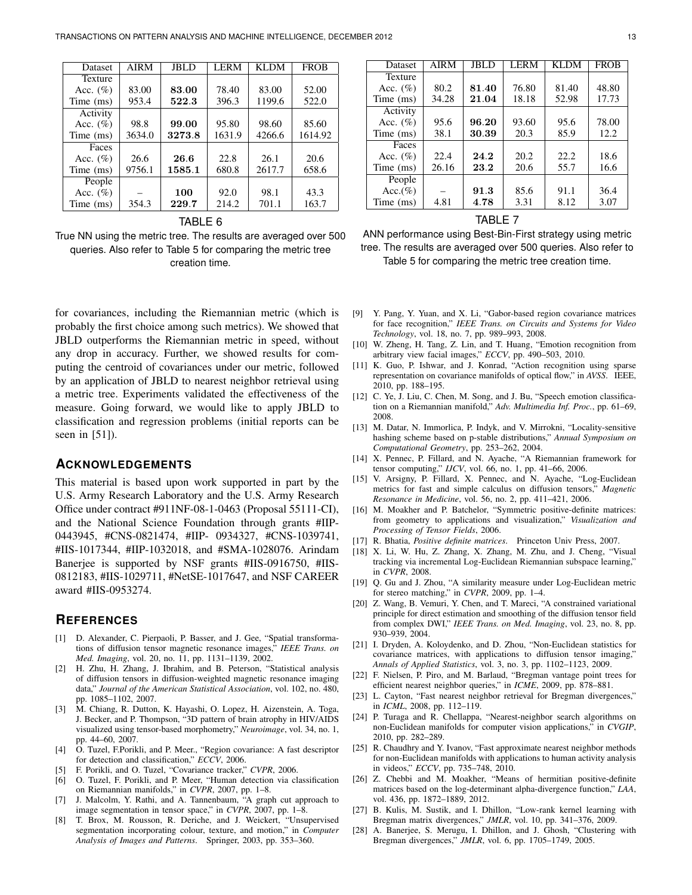| Dataset | AIRM | JBLD | LERM | KLDM | FROB |
| --- | --- | --- | --- | --- | --- |
| Texture | | | | | |
| Acc. (%) | 83.00 | **83.00** | 78.40 | 83.00 | 52.00 |
| Time (ms) | 953.4 | **522.3** | 396.3 | 1199.6 | 522.0 |
| Activity | | | | | |
| Acc. (%) | 98.8 | **99.00** | 95.80 | 98.60 | 85.60 |
| Time (ms) | 3634.0 | **3273.8** | 1631.9 | 4266.6 | 1614.92 |
| Faces | | | | | |
| Acc. (%) | 26.6 | **26.6** | 22.8 | 26.1 | 20.6 |
| Time (ms) | 9756.1 | **1585.1** | 680.8 | 2617.7 | 658.6 |
| People | | | | | |
| Acc. (%) | – | **100** | 92.0 | 98.1 | 43.3 |
| Time (ms) | 354.3 | **229.7** | 214.2 | 701.1 | 163.7 |

TABLE 6

True NN using the metric tree. The results are averaged over 500 queries. Also refer to Table 5 for comparing the metric tree creation time.

| Dataset | AIRM | JBLD | LERM | KLDM | FROB |
| --- | --- | --- | --- | --- | --- |
| Texture | | | | | |
| Acc. (%) | 80.2 | **81.40** | 76.80 | 81.40 | 48.80 |
| Time (ms) | 34.28 | **21.04** | 18.18 | 52.98 | 17.73 |
| Activity | | | | | |
| Acc. (%) | 95.6 | **96.20** | 93.60 | 95.6 | 78.00 |
| Time (ms) | 38.1 | **30.39** | 20.3 | 85.9 | 12.2 |
| Faces | | | | | |
| Acc. (%) | 22.4 | **24.2** | 20.2 | 22.2 | 18.6 |
| Time (ms) | 26.16 | **23.2** | 20.6 | 55.7 | 16.6 |
| People | | | | | |
| Acc.(%) | – | **91.3** | 85.6 | 91.1 | 36.4 |
| Time (ms) | 4.81 | **4.78** | 3.31 | 8.12 | 3.07 |

TABLE 7

ANN performance using Best-Bin-First strategy using metric tree. The results are averaged over 500 queries. Also refer to Table 5 for comparing the metric tree creation time.

for covariances, including the Riemannian metric (which is probably the first choice among such metrics). We showed that JBLD outperforms the Riemannian metric in speed, without any drop in accuracy. Further, we showed results for computing the centroid of covariances under our metric, followed by an application of JBLD to nearest neighbor retrieval using a metric tree. Experiments validated the effectiveness of the measure. Going forward, we would like to apply JBLD to classification and regression problems (initial reports can be seen in [51]).

## Acknowledgements

This material is based upon work supported in part by the U.S. Army Research Laboratory and the U.S. Army Research Office under contract #911NF-08-1-0463 (Proposal 55111-CI), and the National Science Foundation through grants #IIP-0443945, #CNS-0821474, #IIP- 0934327, #CNS-1039741, #IIS-1017344, #IIP-1032018, and #SMA-1028076. Arindam Banerjee is supported by NSF grants #IIS-0916750, #IIS-0812183, #IIS-1029711, #NetSE-1017647, and NSF CAREER award #IIS-0953274.

## References

[1] D. Alexander, C. Pierpaoli, P. Basser, and J. Gee, "Spatial transformations of diffusion tensor magnetic resonance images," *IEEE Trans. on Med. Imaging*, vol. 20, no. 11, pp. 1131–1139, 2002.

[2] H. Zhu, H. Zhang, J. Ibrahim, and B. Peterson, "Statistical analysis of diffusion tensors in diffusion-weighted magnetic resonance imaging data," *Journal of the American Statistical Association*, vol. 102, no. 480, pp. 1085–1102, 2007.

[3] M. Chiang, R. Dutton, K. Hayashi, O. Lopez, H. Aizenstein, A. Toga, J. Becker, and P. Thompson, "3D pattern of brain atrophy in HIV/AIDS visualized using tensor-based morphometry," *Neuroimage*, vol. 34, no. 1, pp. 44–60, 2007.

[4] O. Tuzel, F.Porikli, and P. Meer., "Region covariance: A fast descriptor for detection and classification," *ECCV*, 2006.

[5] F. Porikli, and O. Tuzel, "Covariance tracker," *CVPR*, 2006.

[6] O. Tuzel, F. Porikli, and P. Meer, "Human detection via classification on Riemannian manifolds," in *CVPR*, 2007, pp. 1–8.

[7] J. Malcolm, Y. Rathi, and A. Tannenbaum, "A graph cut approach to image segmentation in tensor space," in *CVPR*, 2007, pp. 1–8.

[8] T. Brox, M. Rousson, R. Deriche, and J. Weickert, "Unsupervised segmentation incorporating colour, texture, and motion," in *Computer Analysis of Images and Patterns*. Springer, 2003, pp. 353–360.

[9] Y. Pang, Y. Yuan, and X. Li, "Gabor-based region covariance matrices for face recognition," *IEEE Trans. on Circuits and Systems for Video Technology*, vol. 18, no. 7, pp. 989–993, 2008.

[10] W. Zheng, H. Tang, Z. Lin, and T. Huang, "Emotion recognition from arbitrary view facial images," *ECCV*, pp. 490–503, 2010.

[11] K. Guo, P. Ishwar, and J. Konrad, "Action recognition using sparse representation on covariance manifolds of optical flow," in *AVSS*. IEEE, 2010, pp. 188–195.

[12] C. Ye, J. Liu, C. Chen, M. Song, and J. Bu, "Speech emotion classification on a Riemannian manifold," *Adv. Multimedia Inf. Proc.*, pp. 61–69, 2008.

[13] M. Datar, N. Immorlica, P. Indyk, and V. Mirrokni, "Locality-sensitive hashing scheme based on p-stable distributions," *Annual Symposium on Computational Geometry*, pp. 253–262, 2004.

[14] X. Pennec, P. Fillard, and N. Ayache, "A Riemannian framework for tensor computing," *IJCV*, vol. 66, no. 1, pp. 41–66, 2006.

[15] V. Arsigny, P. Fillard, X. Pennec, and N. Ayache, "Log-Euclidean metrics for fast and simple calculus on diffusion tensors," *Magnetic Resonance in Medicine*, vol. 56, no. 2, pp. 411–421, 2006.

[16] M. Moakher and P. Batchelor, "Symmetric positive-definite matrices: from geometry to applications and visualization," *Visualization and Processing of Tensor Fields*, 2006.

[17] R. Bhatia, *Positive definite matrices*. Princeton Univ Press, 2007.

[18] X. Li, W. Hu, Z. Zhang, X. Zhang, M. Zhu, and J. Cheng, "Visual tracking via incremental Log-Euclidean Riemannian subspace learning," in *CVPR*, 2008.

[19] Q. Gu and J. Zhou, "A similarity measure under Log-Euclidean metric for stereo matching," in *CVPR*, 2009, pp. 1–4.

[20] Z. Wang, B. Vemuri, Y. Chen, and T. Mareci, "A constrained variational principle for direct estimation and smoothing of the diffusion tensor field from complex DWI," *IEEE Trans. on Med. Imaging*, vol. 23, no. 8, pp. 930–939, 2004.

[21] I. Dryden, A. Koloydenko, and D. Zhou, "Non-Euclidean statistics for covariance matrices, with applications to diffusion tensor imaging," *Annals of Applied Statistics*, vol. 3, no. 3, pp. 1102–1123, 2009.

[22] F. Nielsen, P. Piro, and M. Barlaud, "Bregman vantage point trees for efficient nearest neighbor queries," in *ICME*, 2009, pp. 878–881.

[23] L. Cayton, "Fast nearest neighbor retrieval for Bregman divergences," in *ICML*, 2008, pp. 112–119.

[24] P. Turaga and R. Chellappa, "Nearest-neighbor search algorithms on non-Euclidean manifolds for computer vision applications," in *CVGIP*, 2010, pp. 282–289.

[25] R. Chaudhry and Y. Ivanov, "Fast approximate nearest neighbor methods for non-Euclidean manifolds with applications to human activity analysis in videos," *ECCV*, pp. 735–748, 2010.

[26] Z. Chebbi and M. Moakher, "Means of hermitian positive-definite matrices based on the log-determinant alpha-divergence function," *LAA*, vol. 436, pp. 1872–1889, 2012.

[27] B. Kulis, M. Sustik, and I. Dhillon, "Low-rank kernel learning with Bregman matrix divergences," *JMLR*, vol. 10, pp. 341–376, 2009.

[28] A. Banerjee, S. Merugu, I. Dhillon, and J. Ghosh, "Clustering with Bregman divergences," *JMLR*, vol. 6, pp. 1705–1749, 2005.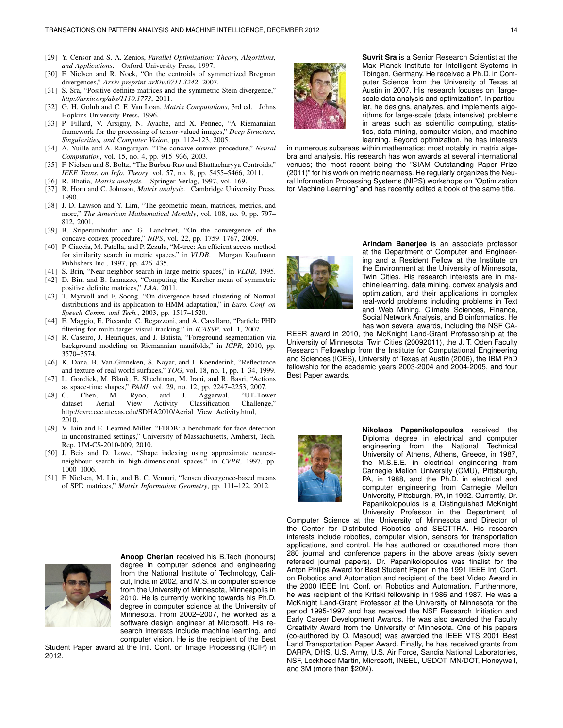[29] Y. Censor and S. A. Zenios, *Parallel Optimization: Theory, Algorithms, and Applications*. Oxford University Press, 1997.

[30] F. Nielsen and R. Nock, "On the centroids of symmetrized Bregman divergences," *Arxiv preprint arXiv:0711.3242*, 2007.

[31] S. Sra, "Positive definite matrices and the symmetric Stein divergence," *http://arxiv.org/abs/1110.1773*, 2011.

[32] G. H. Golub and C. F. Van Loan, *Matrix Computations*, 3rd ed. Johns Hopkins University Press, 1996.

[33] P. Fillard, V. Arsigny, N. Ayache, and X. Pennec, "A Riemannian framework for the processing of tensor-valued images," *Deep Structure, Singularities, and Computer Vision*, pp. 112–123, 2005.

[34] A. Yuille and A. Rangarajan, "The concave-convex procedure," *Neural Computation*, vol. 15, no. 4, pp. 915–936, 2003.

[35] F. Nielsen and S. Boltz, "The Burbea-Rao and Bhattacharyya Centroids," *IEEE Trans. on Info. Theory*, vol. 57, no. 8, pp. 5455–5466, 2011.

[36] R. Bhatia, *Matrix analysis*. Springer Verlag, 1997, vol. 169.

[37] R. Horn and C. Johnson, *Matrix analysis*. Cambridge University Press, 1990.

[38] J. D. Lawson and Y. Lim, "The geometric mean, matrices, metrics, and more," *The American Mathematical Monthly*, vol. 108, no. 9, pp. 797–812, 2001.

[39] B. Sriperumbudur and G. Lanckriet, "On the convergence of the concave-convex procedure," *NIPS*, vol. 22, pp. 1759–1767, 2009.

[40] P. Ciaccia, M. Patella, and P. Zezula, "M-tree: An efficient access method for similarity search in metric spaces," in *VLDB*. Morgan Kaufmann Publishers Inc., 1997, pp. 426–435.

[41] S. Brin, "Near neighbor search in large metric spaces," in *VLDB*, 1995.

[42] D. Bini and B. Iannazzo, "Computing the Karcher mean of symmetric positive definite matrices," *LAA*, 2011.

[43] T. Myrvoll and F. Soong, "On divergence based clustering of Normal distributions and its application to HMM adaptation," in *Euro. Conf. on Speech Comm. and Tech.*, 2003, pp. 1517–1520.

[44] E. Maggio, E. Piccardo, C. Regazzoni, and A. Cavallaro, "Particle PHD filtering for multi-target visual tracking," in *ICASSP*, vol. 1, 2007.

[45] R. Caseiro, J. Henriques, and J. Batista, "Foreground segmentation via background modeling on Riemannian manifolds," in *ICPR*, 2010, pp. 3570–3574.

[46] K. Dana, B. Van-Ginneken, S. Nayar, and J. Koenderink, "Reflectance and texture of real world surfaces," *TOG*, vol. 18, no. 1, pp. 1–34, 1999.

[47] L. Gorelick, M. Blank, E. Shechtman, M. Irani, and R. Basri, "Actions as space-time shapes," *PAMI*, vol. 29, no. 12, pp. 2247–2253, 2007.

[48] C. Chen, M. Ryoo, and J. Aggarwal, "UT-Tower dataset: Aerial View Activity Classification Challenge," http://cvrc.ece.utexas.edu/SDHA2010/Aerial_View_Activity.html, 2010.

[49] V. Jain and E. Learned-Miller, "FDDB: a benchmark for face detection in unconstrained settings," University of Massachusetts, Amherst, Tech. Rep. UM-CS-2010-009, 2010.

[50] J. Beis and D. Lowe, "Shape indexing using approximate nearest-neighbour search in high-dimensional spaces," in *CVPR*, 1997, pp. 1000–1006.

[51] F. Nielsen, M. Liu, and B. C. Vemuri, "Jensen divergence-based means of SPD matrices," *Matrix Information Geometry*, pp. 111–122, 2012.

**Anoop Cherian** received his B.Tech (honours) degree in computer science and engineering from the National Institute of Technology, Calicut, India in 2002, and M.S. in computer science from the University of Minnesota, Minneapolis in 2010. He is currently working towards his Ph.D. degree in computer science at the University of Minnesota. From 2002–2007, he worked as a software design engineer at Microsoft. His research interests include machine learning, and computer vision. He is the recipient of the Best Student Paper award at the Intl. Conf. on Image Processing (ICIP) in 2012.

**Suvrit Sra** is a Senior Research Scientist at the Max Planck Institute for Intelligent Systems in Tbingen, Germany. He received a Ph.D. in Computer Science from the University of Texas at Austin in 2007. His research focuses on "large-scale data analysis and optimization". In particular, he designs, analyzes, and implements algorithms for large-scale (data intensive) problems in areas such as scientific computing, statistics, data mining, computer vision, and machine learning. Beyond optimization, he has interests in numerous subareas within mathematics; most notably in matrix algebra and analysis. His research has won awards at several international venues; the most recent being the "SIAM Outstanding Paper Prize (2011)" for his work on metric nearness. He regularly organizes the Neural Information Processing Systems (NIPS) workshops on "Optimization for Machine Learning" and has recently edited a book of the same title.

**Arindam Banerjee** is an associate professor at the Department of Computer and Engineering and a Resident Fellow at the Institute on the Environment at the University of Minnesota, Twin Cities. His research interests are in machine learning, data mining, convex analysis and optimization, and their applications in complex real-world problems including problems in Text and Web Mining, Climate Sciences, Finance, Social Network Analysis, and Bioinformatics. He has won several awards, including the NSF CAREER award in 2010, the McKnight Land-Grant Professorship at the University of Minnesota, Twin Cities (20092011), the J. T. Oden Faculty Research Fellowship from the Institute for Computational Engineering and Sciences (ICES), University of Texas at Austin (2006), the IBM PhD fellowship for the academic years 2003-2004 and 2004-2005, and four Best Paper awards.

**Nikolaos Papanikolopoulos** received the Diploma degree in electrical and computer engineering from the National Technical University of Athens, Athens, Greece, in 1987, the M.S.E.E. in electrical engineering from Carnegie Mellon University (CMU), Pittsburgh, PA, in 1988, and the Ph.D. in electrical and computer engineering from Carnegie Mellon University, Pittsburgh, PA, in 1992. Currently, Dr. Papanikolopoulos is a Distinguished McKnight University Professor in the Department of Computer Science at the University of Minnesota and Director of the Center for Distributed Robotics and SECTTRA. His research interests include robotics, computer vision, sensors for transportation applications, and control. He has authored or coauthored more than 280 journal and conference papers in the above areas (sixty seven refereed journal papers). Dr. Papanikolopoulos was finalist for the Anton Philips Award for Best Student Paper in the 1991 IEEE Int. Conf. on Robotics and Automation and recipient of the best Video Award in the 2000 IEEE Int. Conf. on Robotics and Automation. Furthermore, he was recipient of the Kritski fellowship in 1986 and 1987. He was a McKnight Land-Grant Professor at the University of Minnesota for the period 1995-1997 and has received the NSF Research Initiation and Early Career Development Awards. He was also awarded the Faculty Creativity Award from the University of Minnesota. One of his papers (co-authored by O. Masoud) was awarded the IEEE VTS 2001 Best Land Transportation Paper Award. Finally, he has received grants from DARPA, DHS, U.S. Army, U.S. Air Force, Sandia National Laboratories, NSF, Lockheed Martin, Microsoft, INEEL, USDOT, MN/DOT, Honeywell, and 3M (more than $20M).